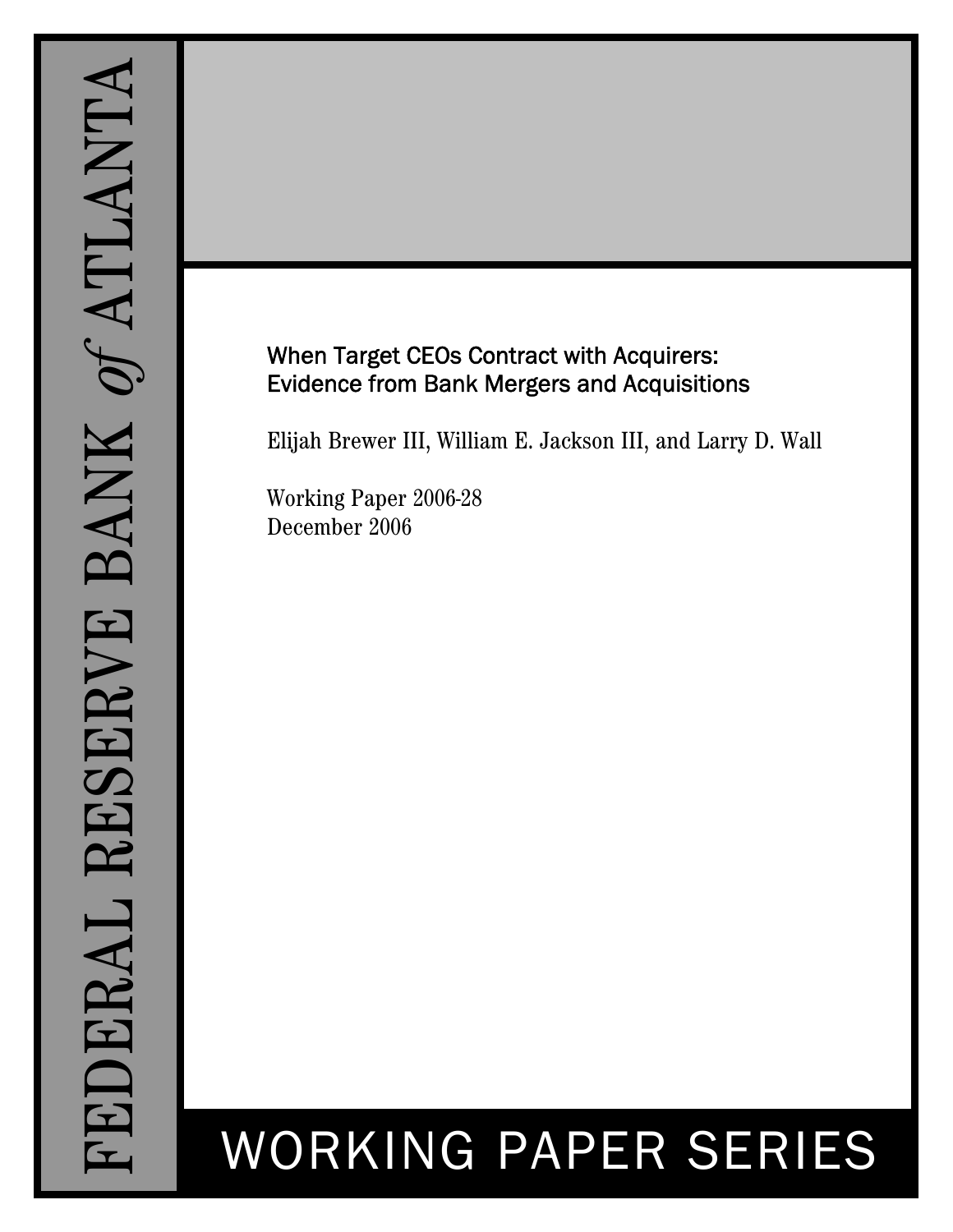FEDERAL RESERVE BANK *of* ATLANTA

# When Target CEOs Contract with Acquirers: Evidence from Bank Mergers and Acquisitions

Elijah Brewer III, William E. Jackson III, and Larry D. Wall

Working Paper 2006-28
December 2006

WORKING PAPER SERIES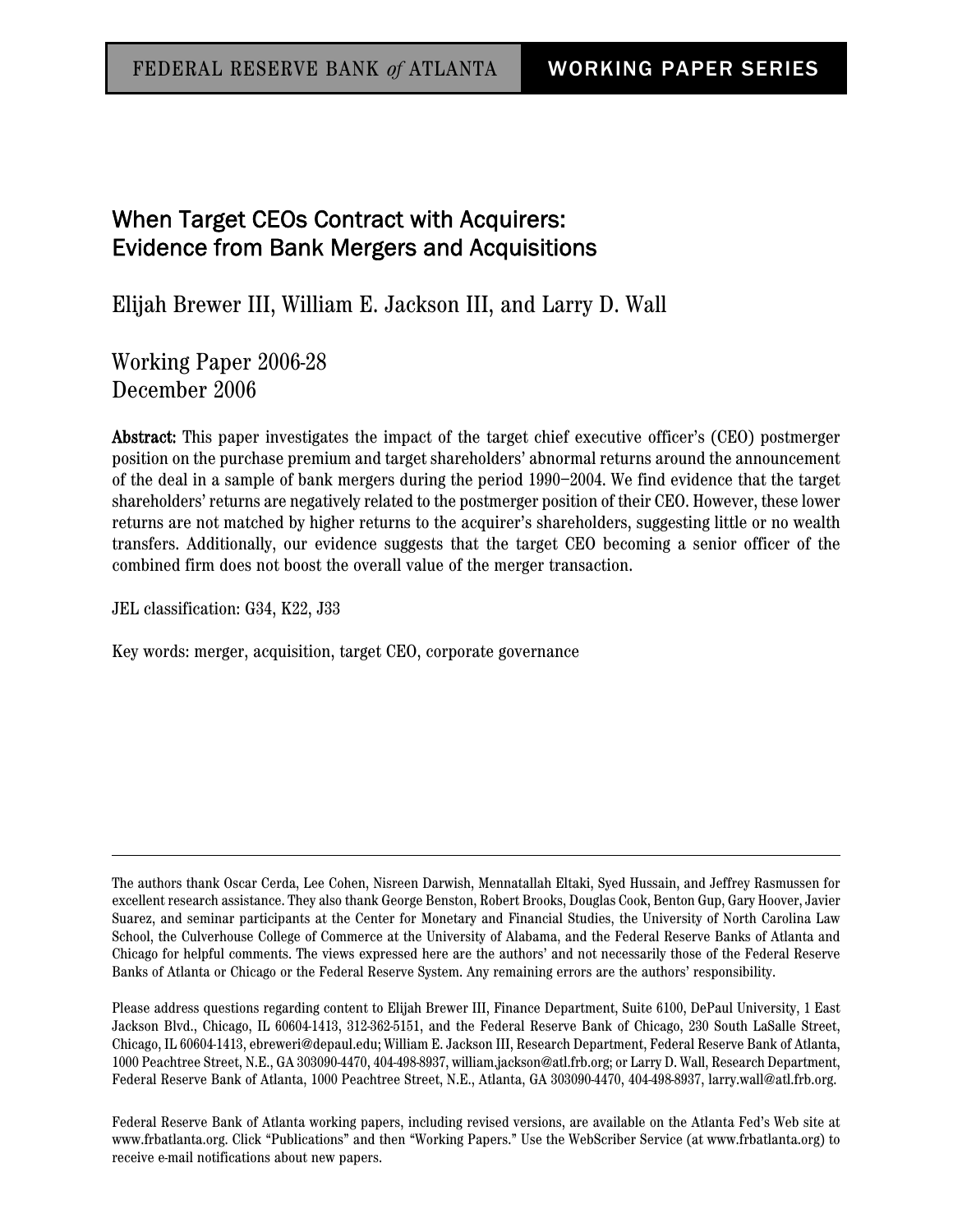FEDERAL RESERVE BANK *of* ATLANTA | WORKING PAPER SERIES

# When Target CEOs Contract with Acquirers: Evidence from Bank Mergers and Acquisitions

Elijah Brewer III, William E. Jackson III, and Larry D. Wall

Working Paper 2006-28
December 2006

**Abstract:** This paper investigates the impact of the target chief executive officer's (CEO) postmerger position on the purchase premium and target shareholders' abnormal returns around the announcement of the deal in a sample of bank mergers during the period 1990–2004. We find evidence that the target shareholders' returns are negatively related to the postmerger position of their CEO. However, these lower returns are not matched by higher returns to the acquirer's shareholders, suggesting little or no wealth transfers. Additionally, our evidence suggests that the target CEO becoming a senior officer of the combined firm does not boost the overall value of the merger transaction.

JEL classification: G34, K22, J33

Key words: merger, acquisition, target CEO, corporate governance

---

The authors thank Oscar Cerda, Lee Cohen, Nisreen Darwish, Mennatallah Eltaki, Syed Hussain, and Jeffrey Rasmussen for excellent research assistance. They also thank George Benston, Robert Brooks, Douglas Cook, Benton Gup, Gary Hoover, Javier Suarez, and seminar participants at the Center for Monetary and Financial Studies, the University of North Carolina Law School, the Culverhouse College of Commerce at the University of Alabama, and the Federal Reserve Banks of Atlanta and Chicago for helpful comments. The views expressed here are the authors' and not necessarily those of the Federal Reserve Banks of Atlanta or Chicago or the Federal Reserve System. Any remaining errors are the authors' responsibility.

Please address questions regarding content to Elijah Brewer III, Finance Department, Suite 6100, DePaul University, 1 East Jackson Blvd., Chicago, IL 60604-1413, 312-362-5151, and the Federal Reserve Bank of Chicago, 230 South LaSalle Street, Chicago, IL 60604-1413, ebreweri@depaul.edu; William E. Jackson III, Research Department, Federal Reserve Bank of Atlanta, 1000 Peachtree Street, N.E., GA 303090-4470, 404-498-8937, william.jackson@atl.frb.org; or Larry D. Wall, Research Department, Federal Reserve Bank of Atlanta, 1000 Peachtree Street, N.E., Atlanta, GA 303090-4470, 404-498-8937, larry.wall@atl.frb.org.

Federal Reserve Bank of Atlanta working papers, including revised versions, are available on the Atlanta Fed's Web site at www.frbatlanta.org. Click "Publications" and then "Working Papers." Use the WebScriber Service (at www.frbatlanta.org) to receive e-mail notifications about new papers.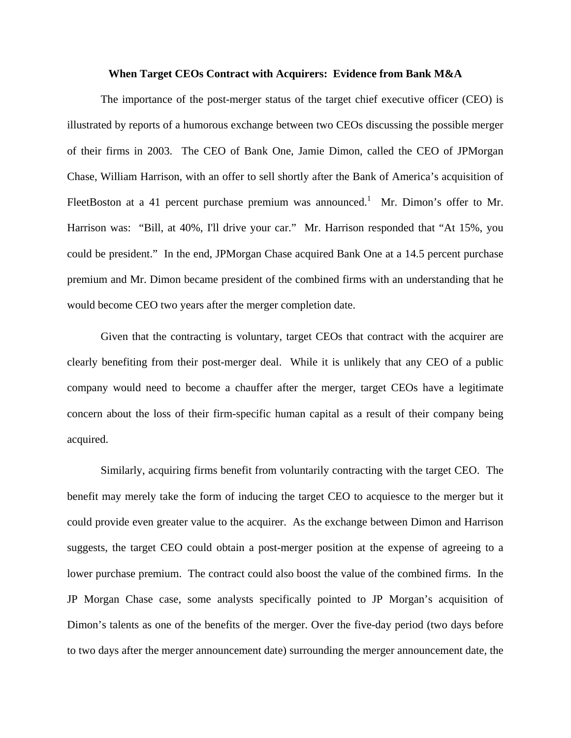# When Target CEOs Contract with Acquirers: Evidence from Bank M&A

The importance of the post-merger status of the target chief executive officer (CEO) is illustrated by reports of a humorous exchange between two CEOs discussing the possible merger of their firms in 2003. The CEO of Bank One, Jamie Dimon, called the CEO of JPMorgan Chase, William Harrison, with an offer to sell shortly after the Bank of America's acquisition of FleetBoston at a 41 percent purchase premium was announced.[1] Mr. Dimon's offer to Mr. Harrison was: "Bill, at 40%, I'll drive your car." Mr. Harrison responded that "At 15%, you could be president." In the end, JPMorgan Chase acquired Bank One at a 14.5 percent purchase premium and Mr. Dimon became president of the combined firms with an understanding that he would become CEO two years after the merger completion date.

Given that the contracting is voluntary, target CEOs that contract with the acquirer are clearly benefiting from their post-merger deal. While it is unlikely that any CEO of a public company would need to become a chauffer after the merger, target CEOs have a legitimate concern about the loss of their firm-specific human capital as a result of their company being acquired.

Similarly, acquiring firms benefit from voluntarily contracting with the target CEO. The benefit may merely take the form of inducing the target CEO to acquiesce to the merger but it could provide even greater value to the acquirer. As the exchange between Dimon and Harrison suggests, the target CEO could obtain a post-merger position at the expense of agreeing to a lower purchase premium. The contract could also boost the value of the combined firms. In the JP Morgan Chase case, some analysts specifically pointed to JP Morgan's acquisition of Dimon's talents as one of the benefits of the merger. Over the five-day period (two days before to two days after the merger announcement date) surrounding the merger announcement date, the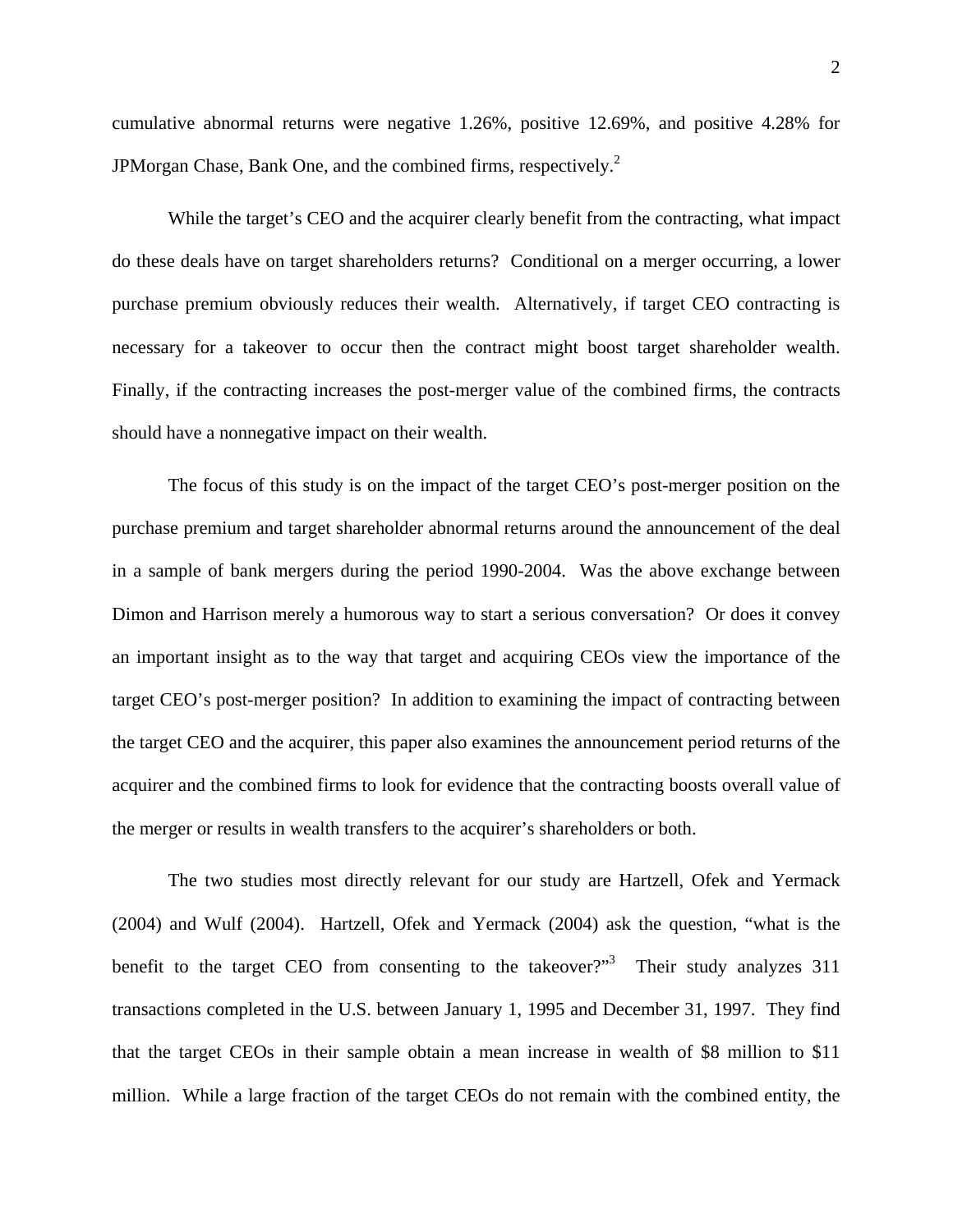cumulative abnormal returns were negative 1.26%, positive 12.69%, and positive 4.28% for JPMorgan Chase, Bank One, and the combined firms, respectively.[2]

While the target's CEO and the acquirer clearly benefit from the contracting, what impact do these deals have on target shareholders returns? Conditional on a merger occurring, a lower purchase premium obviously reduces their wealth. Alternatively, if target CEO contracting is necessary for a takeover to occur then the contract might boost target shareholder wealth. Finally, if the contracting increases the post-merger value of the combined firms, the contracts should have a nonnegative impact on their wealth.

The focus of this study is on the impact of the target CEO's post-merger position on the purchase premium and target shareholder abnormal returns around the announcement of the deal in a sample of bank mergers during the period 1990-2004. Was the above exchange between Dimon and Harrison merely a humorous way to start a serious conversation? Or does it convey an important insight as to the way that target and acquiring CEOs view the importance of the target CEO's post-merger position? In addition to examining the impact of contracting between the target CEO and the acquirer, this paper also examines the announcement period returns of the acquirer and the combined firms to look for evidence that the contracting boosts overall value of the merger or results in wealth transfers to the acquirer's shareholders or both.

The two studies most directly relevant for our study are Hartzell, Ofek and Yermack (2004) and Wulf (2004). Hartzell, Ofek and Yermack (2004) ask the question, "what is the benefit to the target CEO from consenting to the takeover?"[3] Their study analyzes 311 transactions completed in the U.S. between January 1, 1995 and December 31, 1997. They find that the target CEOs in their sample obtain a mean increase in wealth of \$8 million to \$11 million. While a large fraction of the target CEOs do not remain with the combined entity, the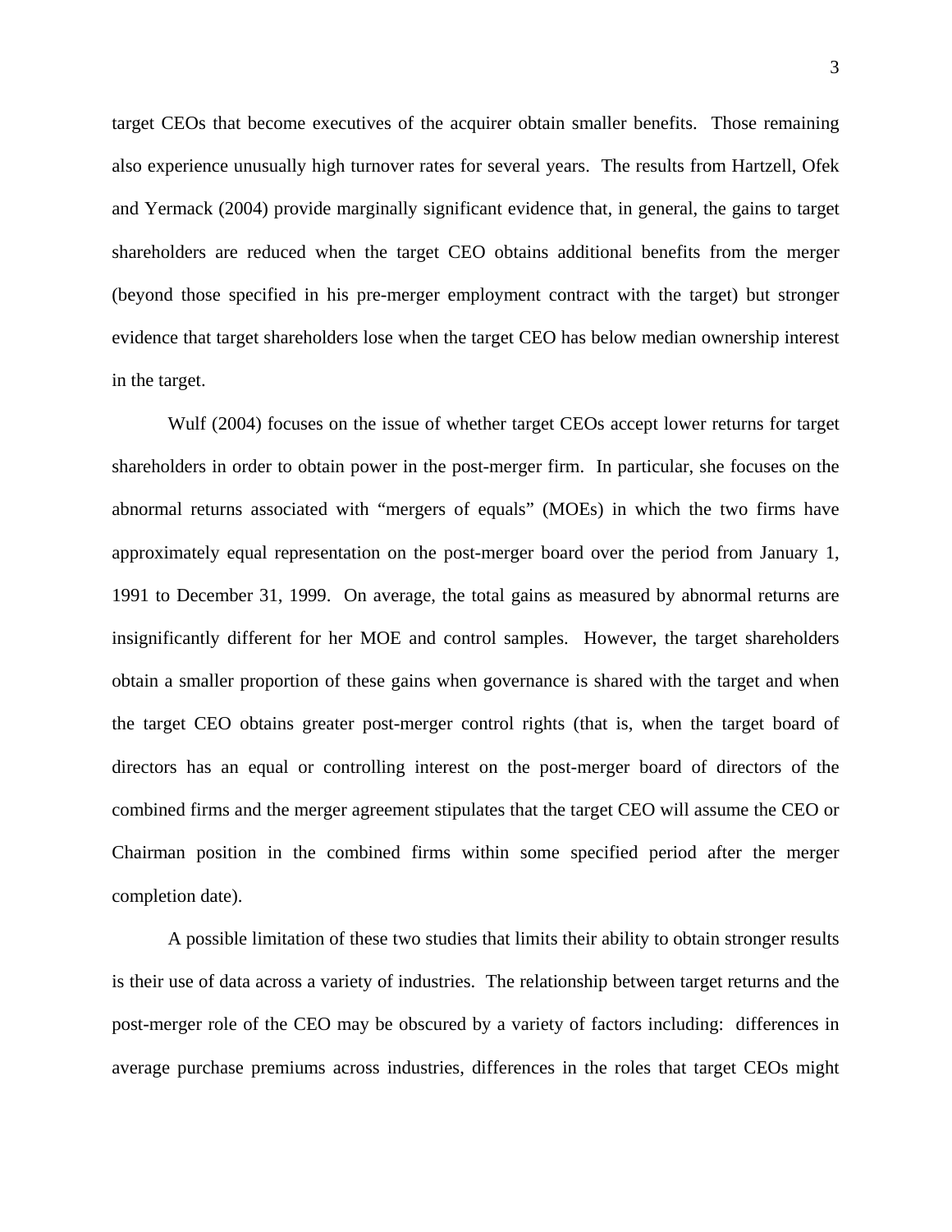target CEOs that become executives of the acquirer obtain smaller benefits. Those remaining also experience unusually high turnover rates for several years. The results from Hartzell, Ofek and Yermack (2004) provide marginally significant evidence that, in general, the gains to target shareholders are reduced when the target CEO obtains additional benefits from the merger (beyond those specified in his pre-merger employment contract with the target) but stronger evidence that target shareholders lose when the target CEO has below median ownership interest in the target.

Wulf (2004) focuses on the issue of whether target CEOs accept lower returns for target shareholders in order to obtain power in the post-merger firm. In particular, she focuses on the abnormal returns associated with "mergers of equals" (MOEs) in which the two firms have approximately equal representation on the post-merger board over the period from January 1, 1991 to December 31, 1999. On average, the total gains as measured by abnormal returns are insignificantly different for her MOE and control samples. However, the target shareholders obtain a smaller proportion of these gains when governance is shared with the target and when the target CEO obtains greater post-merger control rights (that is, when the target board of directors has an equal or controlling interest on the post-merger board of directors of the combined firms and the merger agreement stipulates that the target CEO will assume the CEO or Chairman position in the combined firms within some specified period after the merger completion date).

A possible limitation of these two studies that limits their ability to obtain stronger results is their use of data across a variety of industries. The relationship between target returns and the post-merger role of the CEO may be obscured by a variety of factors including: differences in average purchase premiums across industries, differences in the roles that target CEOs might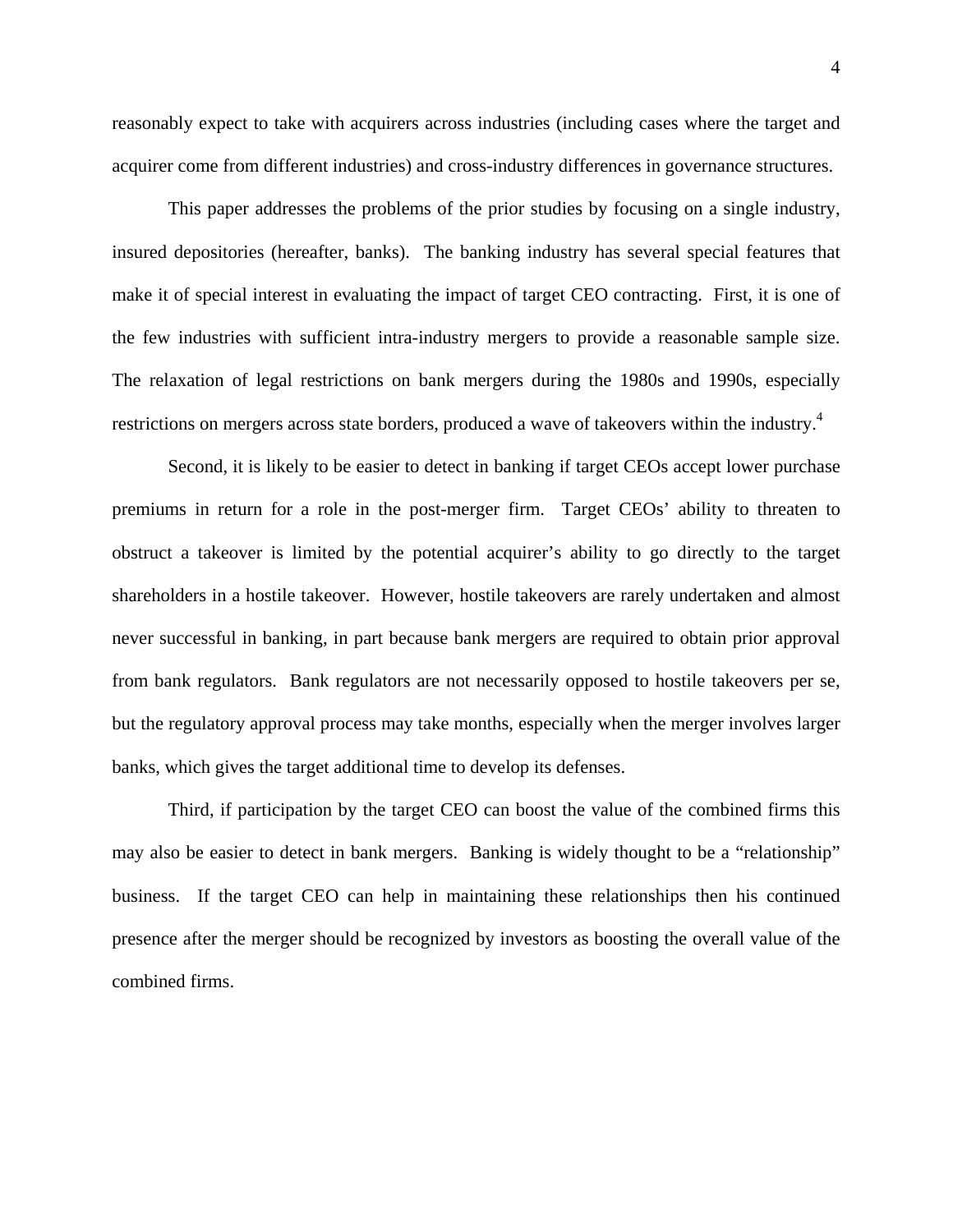reasonably expect to take with acquirers across industries (including cases where the target and acquirer come from different industries) and cross-industry differences in governance structures.

This paper addresses the problems of the prior studies by focusing on a single industry, insured depositories (hereafter, banks). The banking industry has several special features that make it of special interest in evaluating the impact of target CEO contracting. First, it is one of the few industries with sufficient intra-industry mergers to provide a reasonable sample size. The relaxation of legal restrictions on bank mergers during the 1980s and 1990s, especially restrictions on mergers across state borders, produced a wave of takeovers within the industry.[4]

Second, it is likely to be easier to detect in banking if target CEOs accept lower purchase premiums in return for a role in the post-merger firm. Target CEOs' ability to threaten to obstruct a takeover is limited by the potential acquirer's ability to go directly to the target shareholders in a hostile takeover. However, hostile takeovers are rarely undertaken and almost never successful in banking, in part because bank mergers are required to obtain prior approval from bank regulators. Bank regulators are not necessarily opposed to hostile takeovers per se, but the regulatory approval process may take months, especially when the merger involves larger banks, which gives the target additional time to develop its defenses.

Third, if participation by the target CEO can boost the value of the combined firms this may also be easier to detect in bank mergers. Banking is widely thought to be a "relationship" business. If the target CEO can help in maintaining these relationships then his continued presence after the merger should be recognized by investors as boosting the overall value of the combined firms.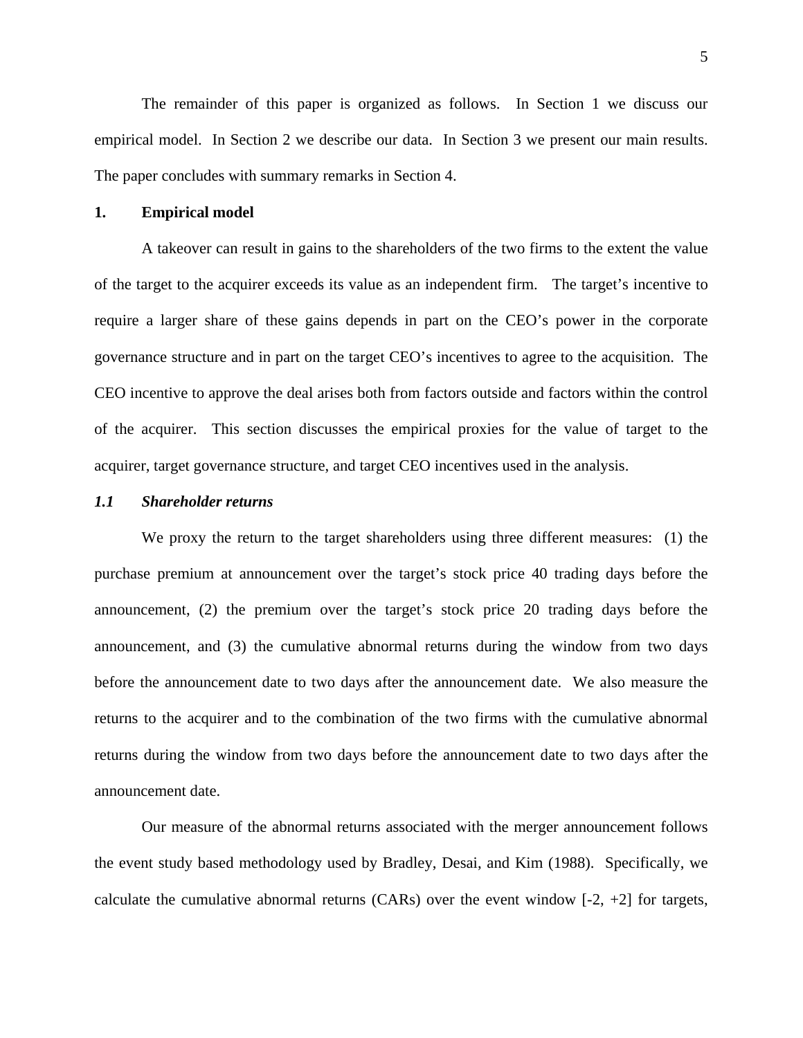The remainder of this paper is organized as follows. In Section 1 we discuss our empirical model. In Section 2 we describe our data. In Section 3 we present our main results. The paper concludes with summary remarks in Section 4.

## 1. Empirical model

A takeover can result in gains to the shareholders of the two firms to the extent the value of the target to the acquirer exceeds its value as an independent firm. The target's incentive to require a larger share of these gains depends in part on the CEO's power in the corporate governance structure and in part on the target CEO's incentives to agree to the acquisition. The CEO incentive to approve the deal arises both from factors outside and factors within the control of the acquirer. This section discusses the empirical proxies for the value of target to the acquirer, target governance structure, and target CEO incentives used in the analysis.

### *1.1 Shareholder returns*

We proxy the return to the target shareholders using three different measures: (1) the purchase premium at announcement over the target's stock price 40 trading days before the announcement, (2) the premium over the target's stock price 20 trading days before the announcement, and (3) the cumulative abnormal returns during the window from two days before the announcement date to two days after the announcement date. We also measure the returns to the acquirer and to the combination of the two firms with the cumulative abnormal returns during the window from two days before the announcement date to two days after the announcement date.

Our measure of the abnormal returns associated with the merger announcement follows the event study based methodology used by Bradley, Desai, and Kim (1988). Specifically, we calculate the cumulative abnormal returns (CARs) over the event window [-2, +2] for targets,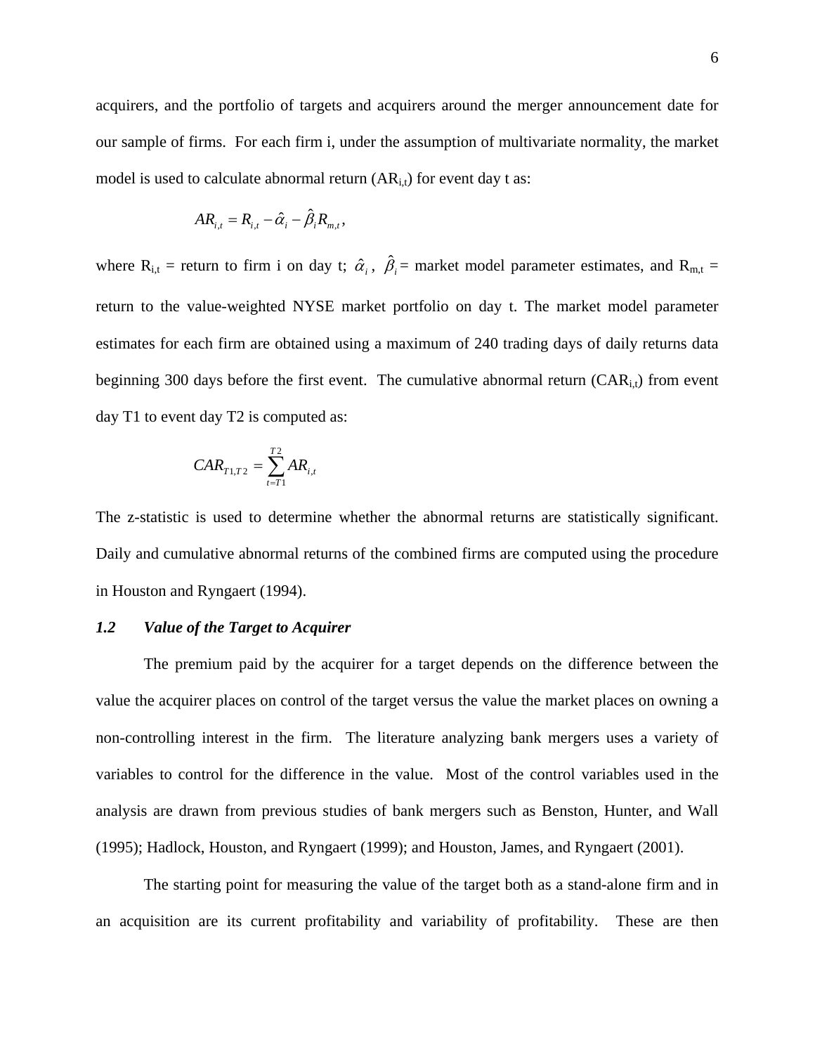acquirers, and the portfolio of targets and acquirers around the merger announcement date for our sample of firms. For each firm i, under the assumption of multivariate normality, the market model is used to calculate abnormal return ($AR_{i,t}$) for event day t as:

$$AR_{i,t} = R_{i,t} - \hat{\alpha}_i - \hat{\beta}_i R_{m,t},$$

where $R_{i,t}$ = return to firm i on day t; $\hat{\alpha}_i$, $\hat{\beta}_i$ = market model parameter estimates, and $R_{m,t}$ = return to the value-weighted NYSE market portfolio on day t. The market model parameter estimates for each firm are obtained using a maximum of 240 trading days of daily returns data beginning 300 days before the first event. The cumulative abnormal return ($CAR_{i,t}$) from event day T1 to event day T2 is computed as:

$$CAR_{T1,T2} = \sum_{t=T1}^{T2} AR_{i,t}$$

The z-statistic is used to determine whether the abnormal returns are statistically significant. Daily and cumulative abnormal returns of the combined firms are computed using the procedure in Houston and Ryngaert (1994).

### *1.2 Value of the Target to Acquirer*

The premium paid by the acquirer for a target depends on the difference between the value the acquirer places on control of the target versus the value the market places on owning a non-controlling interest in the firm. The literature analyzing bank mergers uses a variety of variables to control for the difference in the value. Most of the control variables used in the analysis are drawn from previous studies of bank mergers such as Benston, Hunter, and Wall (1995); Hadlock, Houston, and Ryngaert (1999); and Houston, James, and Ryngaert (2001).

The starting point for measuring the value of the target both as a stand-alone firm and in an acquisition are its current profitability and variability of profitability. These are then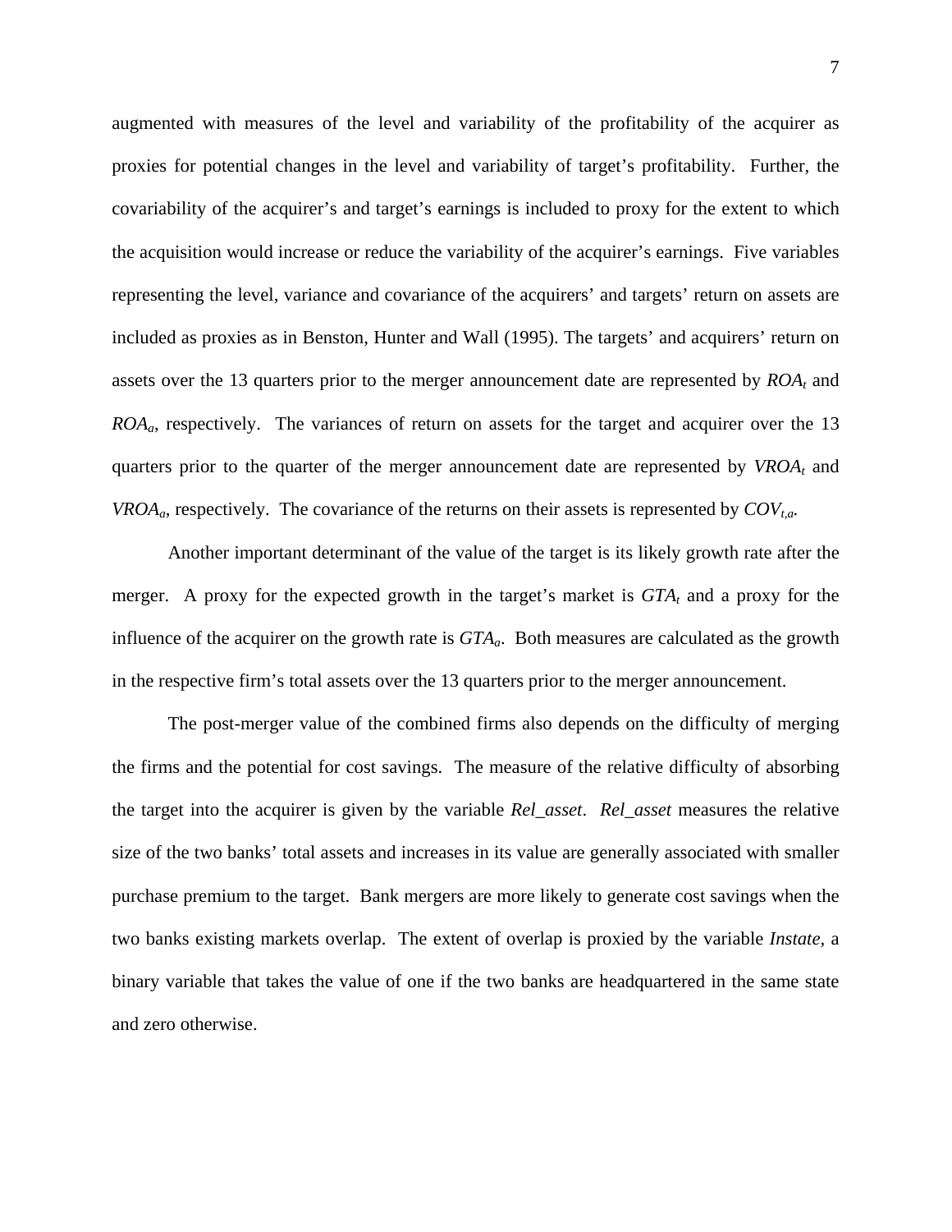augmented with measures of the level and variability of the profitability of the acquirer as proxies for potential changes in the level and variability of target's profitability. Further, the covariability of the acquirer's and target's earnings is included to proxy for the extent to which the acquisition would increase or reduce the variability of the acquirer's earnings. Five variables representing the level, variance and covariance of the acquirers' and targets' return on assets are included as proxies as in Benston, Hunter and Wall (1995). The targets' and acquirers' return on assets over the 13 quarters prior to the merger announcement date are represented by $ROA_t$ and $ROA_a$, respectively. The variances of return on assets for the target and acquirer over the 13 quarters prior to the quarter of the merger announcement date are represented by $VROA_t$ and $VROA_a$, respectively. The covariance of the returns on their assets is represented by $COV_{t,a}$.

Another important determinant of the value of the target is its likely growth rate after the merger. A proxy for the expected growth in the target's market is $GTA_t$ and a proxy for the influence of the acquirer on the growth rate is $GTA_a$. Both measures are calculated as the growth in the respective firm's total assets over the 13 quarters prior to the merger announcement.

The post-merger value of the combined firms also depends on the difficulty of merging the firms and the potential for cost savings. The measure of the relative difficulty of absorbing the target into the acquirer is given by the variable *Rel_asset*. *Rel_asset* measures the relative size of the two banks' total assets and increases in its value are generally associated with smaller purchase premium to the target. Bank mergers are more likely to generate cost savings when the two banks existing markets overlap. The extent of overlap is proxied by the variable *Instate*, a binary variable that takes the value of one if the two banks are headquartered in the same state and zero otherwise.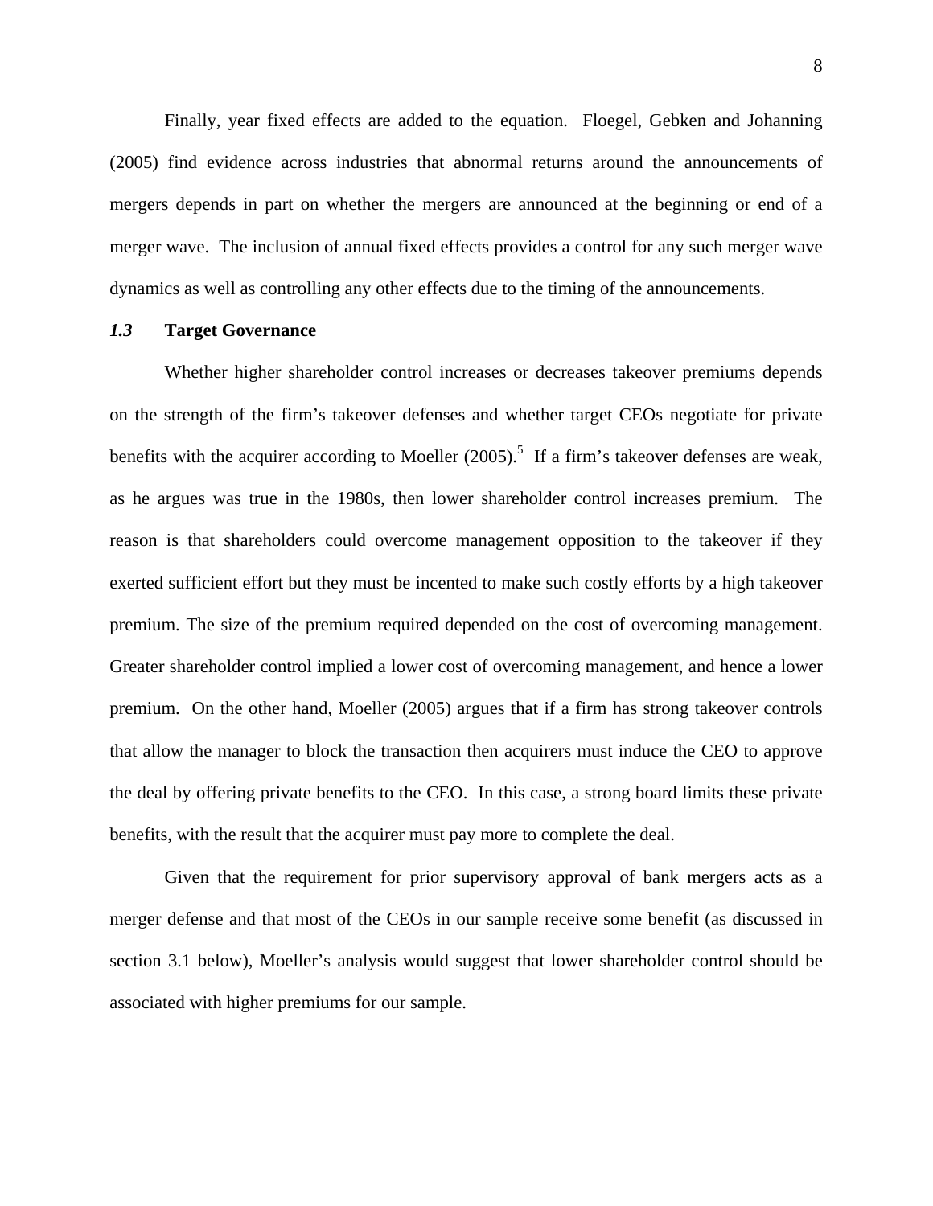Finally, year fixed effects are added to the equation. Floegel, Gebken and Johanning (2005) find evidence across industries that abnormal returns around the announcements of mergers depends in part on whether the mergers are announced at the beginning or end of a merger wave. The inclusion of annual fixed effects provides a control for any such merger wave dynamics as well as controlling any other effects due to the timing of the announcements.

### *1.3* Target Governance

Whether higher shareholder control increases or decreases takeover premiums depends on the strength of the firm's takeover defenses and whether target CEOs negotiate for private benefits with the acquirer according to Moeller (2005).[5] If a firm's takeover defenses are weak, as he argues was true in the 1980s, then lower shareholder control increases premium. The reason is that shareholders could overcome management opposition to the takeover if they exerted sufficient effort but they must be incented to make such costly efforts by a high takeover premium. The size of the premium required depended on the cost of overcoming management. Greater shareholder control implied a lower cost of overcoming management, and hence a lower premium. On the other hand, Moeller (2005) argues that if a firm has strong takeover controls that allow the manager to block the transaction then acquirers must induce the CEO to approve the deal by offering private benefits to the CEO. In this case, a strong board limits these private benefits, with the result that the acquirer must pay more to complete the deal.

Given that the requirement for prior supervisory approval of bank mergers acts as a merger defense and that most of the CEOs in our sample receive some benefit (as discussed in section 3.1 below), Moeller's analysis would suggest that lower shareholder control should be associated with higher premiums for our sample.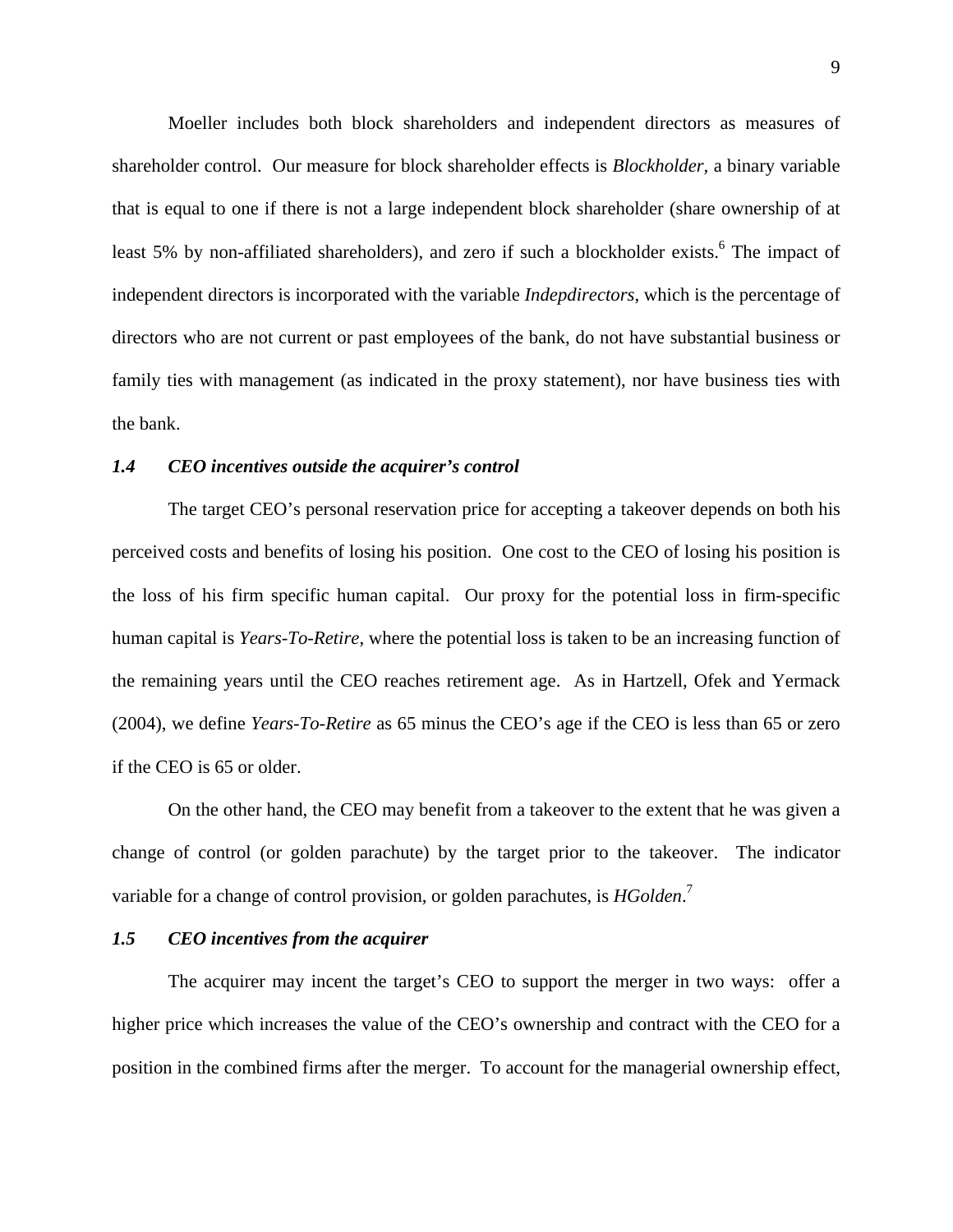Moeller includes both block shareholders and independent directors as measures of shareholder control. Our measure for block shareholder effects is *Blockholder,* a binary variable that is equal to one if there is not a large independent block shareholder (share ownership of at least 5% by non-affiliated shareholders), and zero if such a blockholder exists.[6] The impact of independent directors is incorporated with the variable *Indepdirectors*, which is the percentage of directors who are not current or past employees of the bank, do not have substantial business or family ties with management (as indicated in the proxy statement), nor have business ties with the bank.

### *1.4 CEO incentives outside the acquirer's control*

The target CEO's personal reservation price for accepting a takeover depends on both his perceived costs and benefits of losing his position. One cost to the CEO of losing his position is the loss of his firm specific human capital. Our proxy for the potential loss in firm-specific human capital is *Years-To-Retire*, where the potential loss is taken to be an increasing function of the remaining years until the CEO reaches retirement age. As in Hartzell, Ofek and Yermack (2004), we define *Years-To-Retire* as 65 minus the CEO's age if the CEO is less than 65 or zero if the CEO is 65 or older.

On the other hand, the CEO may benefit from a takeover to the extent that he was given a change of control (or golden parachute) by the target prior to the takeover. The indicator variable for a change of control provision, or golden parachutes, is *HGolden*.[7]

### *1.5 CEO incentives from the acquirer*

The acquirer may incent the target's CEO to support the merger in two ways: offer a higher price which increases the value of the CEO's ownership and contract with the CEO for a position in the combined firms after the merger. To account for the managerial ownership effect,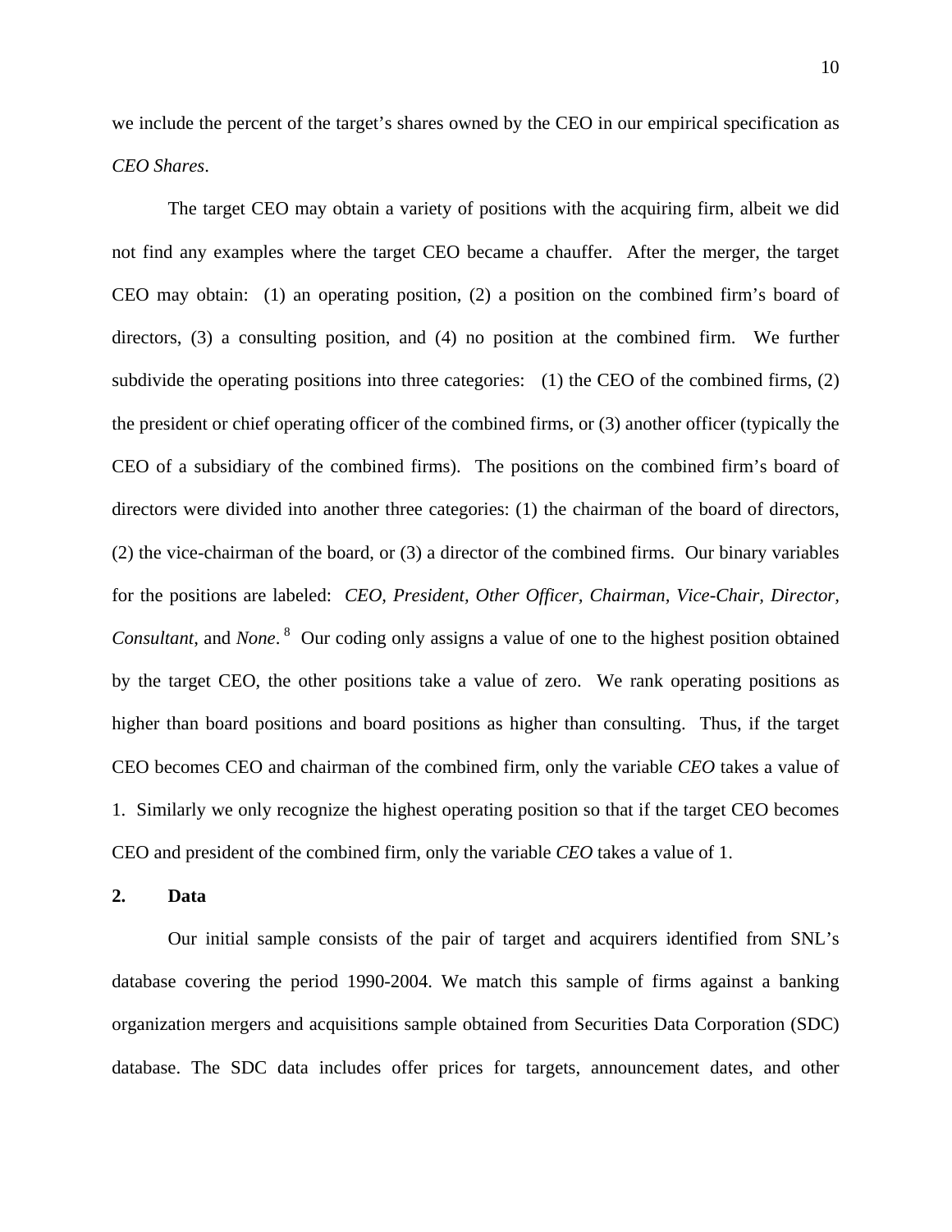we include the percent of the target's shares owned by the CEO in our empirical specification as *CEO Shares*.

The target CEO may obtain a variety of positions with the acquiring firm, albeit we did not find any examples where the target CEO became a chauffer. After the merger, the target CEO may obtain: (1) an operating position, (2) a position on the combined firm's board of directors, (3) a consulting position, and (4) no position at the combined firm. We further subdivide the operating positions into three categories: (1) the CEO of the combined firms, (2) the president or chief operating officer of the combined firms, or (3) another officer (typically the CEO of a subsidiary of the combined firms). The positions on the combined firm's board of directors were divided into another three categories: (1) the chairman of the board of directors, (2) the vice-chairman of the board, or (3) a director of the combined firms. Our binary variables for the positions are labeled: *CEO, President, Other Officer, Chairman, Vice-Chair, Director, Consultant,* and *None*.[8] Our coding only assigns a value of one to the highest position obtained by the target CEO, the other positions take a value of zero. We rank operating positions as higher than board positions and board positions as higher than consulting. Thus, if the target CEO becomes CEO and chairman of the combined firm, only the variable *CEO* takes a value of 1. Similarly we only recognize the highest operating position so that if the target CEO becomes CEO and president of the combined firm, only the variable *CEO* takes a value of 1.

## 2. Data

Our initial sample consists of the pair of target and acquirers identified from SNL's database covering the period 1990-2004. We match this sample of firms against a banking organization mergers and acquisitions sample obtained from Securities Data Corporation (SDC) database. The SDC data includes offer prices for targets, announcement dates, and other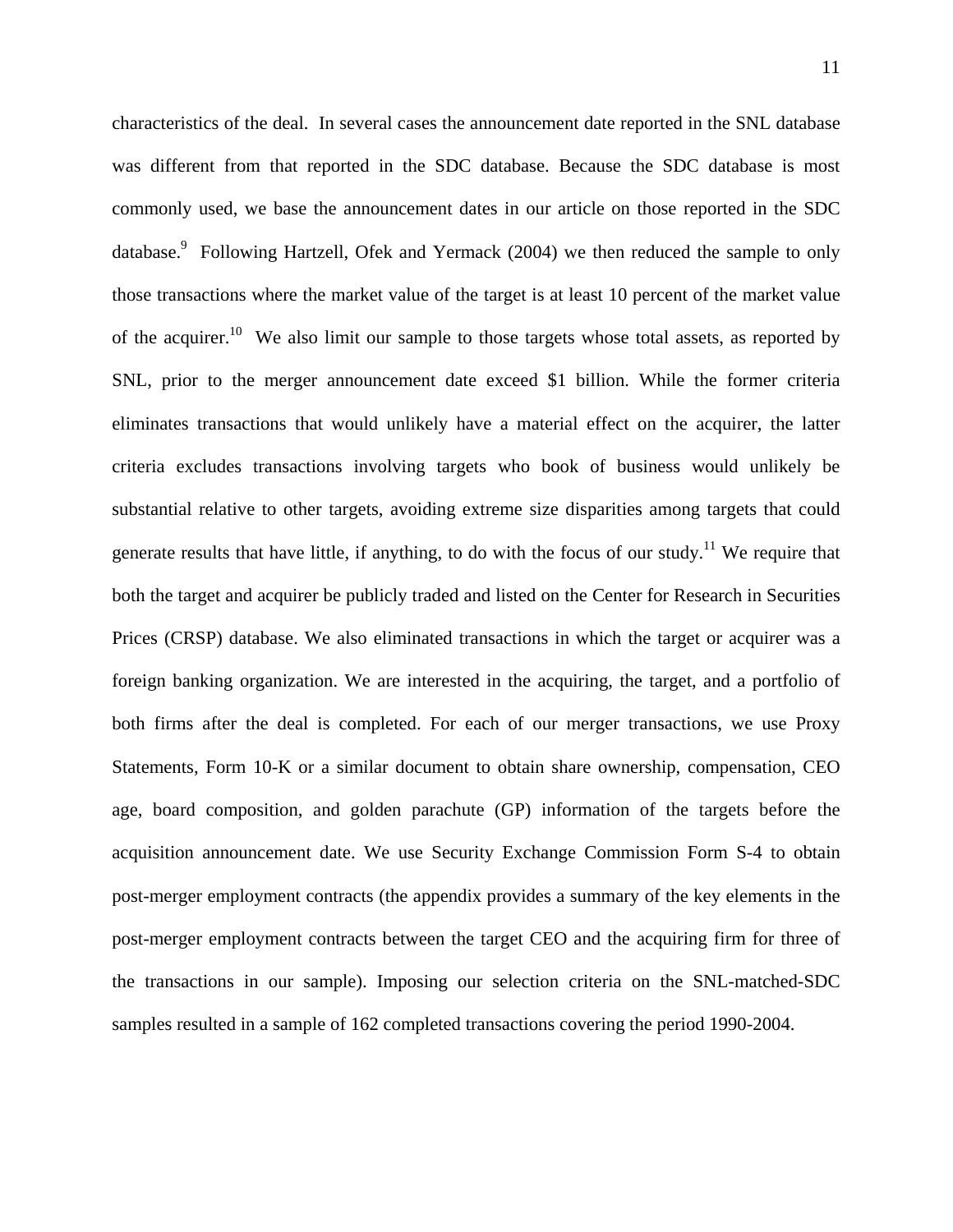characteristics of the deal. In several cases the announcement date reported in the SNL database was different from that reported in the SDC database. Because the SDC database is most commonly used, we base the announcement dates in our article on those reported in the SDC database.[9] Following Hartzell, Ofek and Yermack (2004) we then reduced the sample to only those transactions where the market value of the target is at least 10 percent of the market value of the acquirer.[10] We also limit our sample to those targets whose total assets, as reported by SNL, prior to the merger announcement date exceed $1 billion. While the former criteria eliminates transactions that would unlikely have a material effect on the acquirer, the latter criteria excludes transactions involving targets who book of business would unlikely be substantial relative to other targets, avoiding extreme size disparities among targets that could generate results that have little, if anything, to do with the focus of our study.[11] We require that both the target and acquirer be publicly traded and listed on the Center for Research in Securities Prices (CRSP) database. We also eliminated transactions in which the target or acquirer was a foreign banking organization. We are interested in the acquiring, the target, and a portfolio of both firms after the deal is completed. For each of our merger transactions, we use Proxy Statements, Form 10-K or a similar document to obtain share ownership, compensation, CEO age, board composition, and golden parachute (GP) information of the targets before the acquisition announcement date. We use Security Exchange Commission Form S-4 to obtain post-merger employment contracts (the appendix provides a summary of the key elements in the post-merger employment contracts between the target CEO and the acquiring firm for three of the transactions in our sample). Imposing our selection criteria on the SNL-matched-SDC samples resulted in a sample of 162 completed transactions covering the period 1990-2004.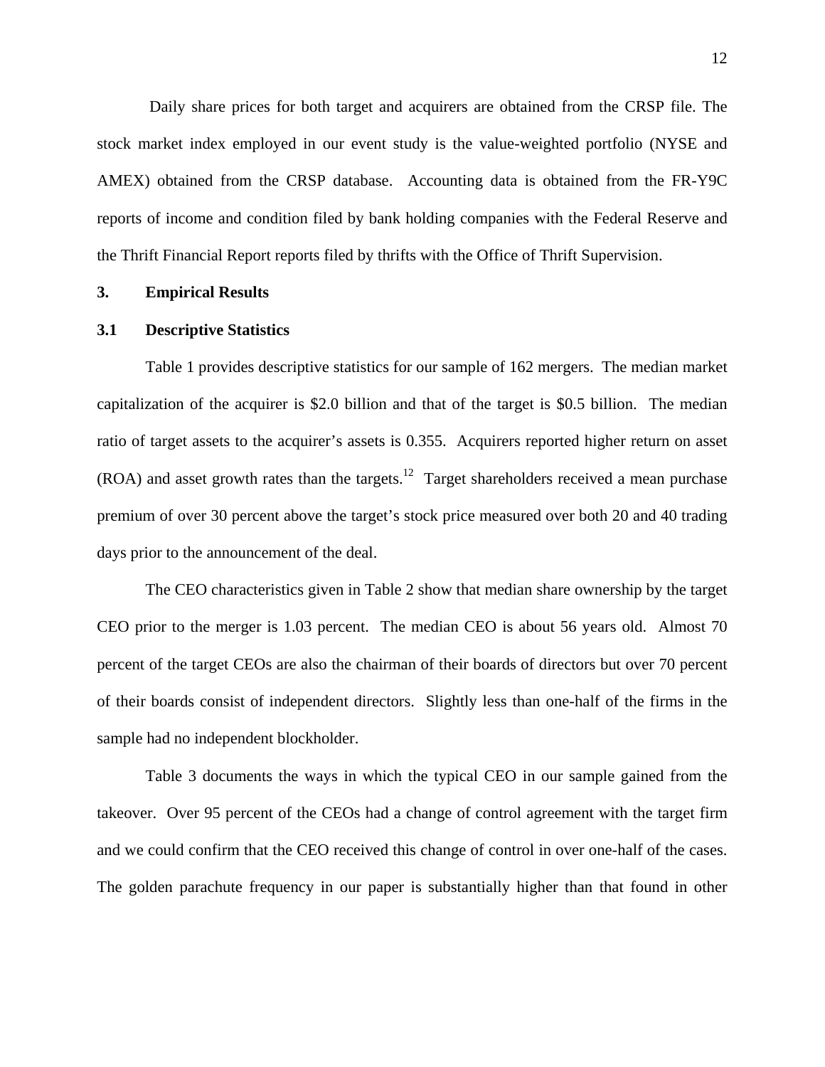Daily share prices for both target and acquirers are obtained from the CRSP file. The stock market index employed in our event study is the value-weighted portfolio (NYSE and AMEX) obtained from the CRSP database. Accounting data is obtained from the FR-Y9C reports of income and condition filed by bank holding companies with the Federal Reserve and the Thrift Financial Report reports filed by thrifts with the Office of Thrift Supervision.

## 3. Empirical Results

### 3.1 Descriptive Statistics

Table 1 provides descriptive statistics for our sample of 162 mergers. The median market capitalization of the acquirer is $2.0 billion and that of the target is $0.5 billion. The median ratio of target assets to the acquirer's assets is 0.355. Acquirers reported higher return on asset (ROA) and asset growth rates than the targets.[12] Target shareholders received a mean purchase premium of over 30 percent above the target's stock price measured over both 20 and 40 trading days prior to the announcement of the deal.

The CEO characteristics given in Table 2 show that median share ownership by the target CEO prior to the merger is 1.03 percent. The median CEO is about 56 years old. Almost 70 percent of the target CEOs are also the chairman of their boards of directors but over 70 percent of their boards consist of independent directors. Slightly less than one-half of the firms in the sample had no independent blockholder.

Table 3 documents the ways in which the typical CEO in our sample gained from the takeover. Over 95 percent of the CEOs had a change of control agreement with the target firm and we could confirm that the CEO received this change of control in over one-half of the cases. The golden parachute frequency in our paper is substantially higher than that found in other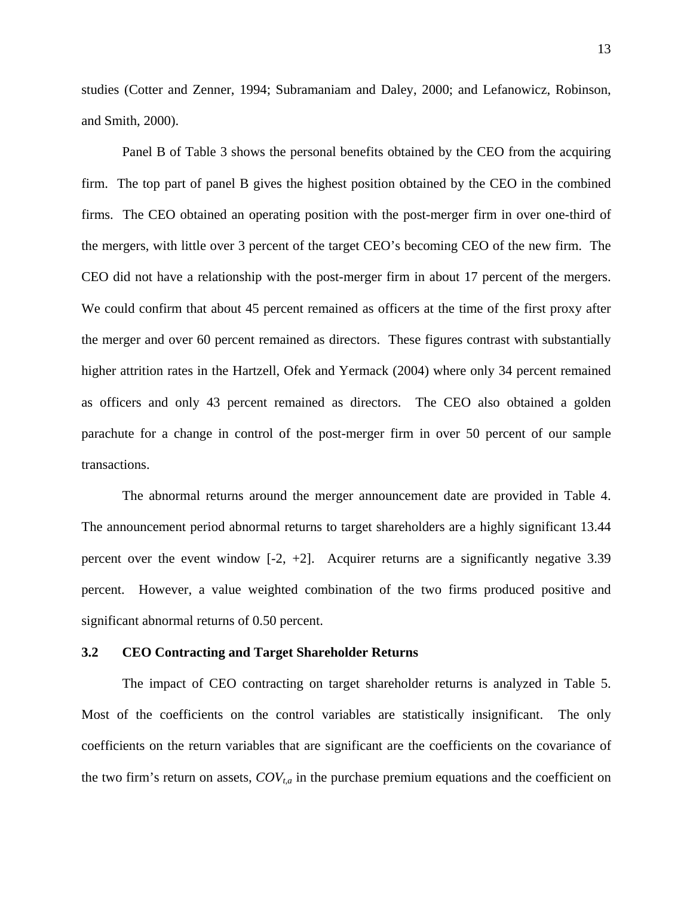studies (Cotter and Zenner, 1994; Subramaniam and Daley, 2000; and Lefanowicz, Robinson, and Smith, 2000).

Panel B of Table 3 shows the personal benefits obtained by the CEO from the acquiring firm. The top part of panel B gives the highest position obtained by the CEO in the combined firms. The CEO obtained an operating position with the post-merger firm in over one-third of the mergers, with little over 3 percent of the target CEO's becoming CEO of the new firm. The CEO did not have a relationship with the post-merger firm in about 17 percent of the mergers. We could confirm that about 45 percent remained as officers at the time of the first proxy after the merger and over 60 percent remained as directors. These figures contrast with substantially higher attrition rates in the Hartzell, Ofek and Yermack (2004) where only 34 percent remained as officers and only 43 percent remained as directors. The CEO also obtained a golden parachute for a change in control of the post-merger firm in over 50 percent of our sample transactions.

The abnormal returns around the merger announcement date are provided in Table 4. The announcement period abnormal returns to target shareholders are a highly significant 13.44 percent over the event window [-2, +2]. Acquirer returns are a significantly negative 3.39 percent. However, a value weighted combination of the two firms produced positive and significant abnormal returns of 0.50 percent.

### 3.2 CEO Contracting and Target Shareholder Returns

The impact of CEO contracting on target shareholder returns is analyzed in Table 5. Most of the coefficients on the control variables are statistically insignificant. The only coefficients on the return variables that are significant are the coefficients on the covariance of the two firm's return on assets, $COV_{t,a}$ in the purchase premium equations and the coefficient on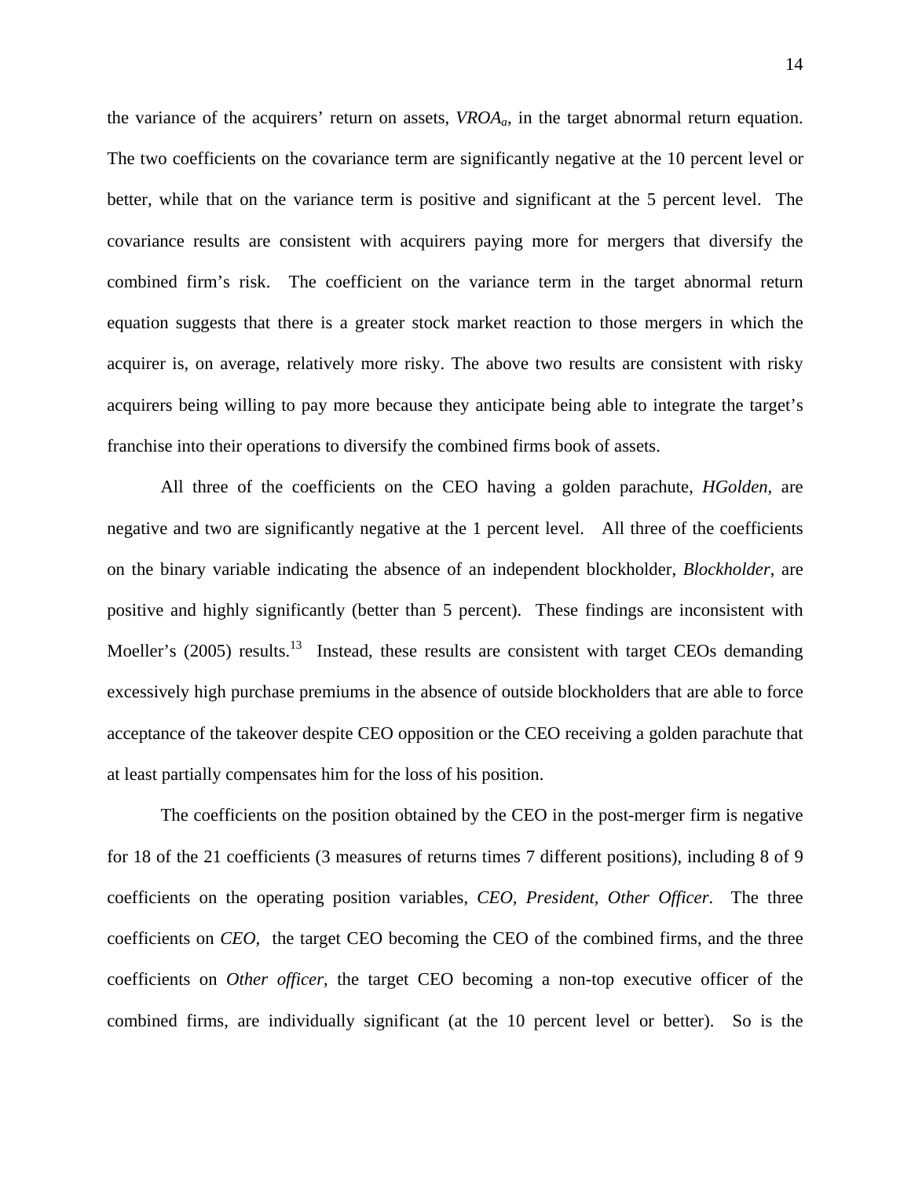the variance of the acquirers' return on assets, $VROA_a$, in the target abnormal return equation. The two coefficients on the covariance term are significantly negative at the 10 percent level or better, while that on the variance term is positive and significant at the 5 percent level. The covariance results are consistent with acquirers paying more for mergers that diversify the combined firm's risk. The coefficient on the variance term in the target abnormal return equation suggests that there is a greater stock market reaction to those mergers in which the acquirer is, on average, relatively more risky. The above two results are consistent with risky acquirers being willing to pay more because they anticipate being able to integrate the target's franchise into their operations to diversify the combined firms book of assets.

All three of the coefficients on the CEO having a golden parachute, *HGolden*, are negative and two are significantly negative at the 1 percent level. All three of the coefficients on the binary variable indicating the absence of an independent blockholder, *Blockholder*, are positive and highly significantly (better than 5 percent). These findings are inconsistent with Moeller's (2005) results.[13] Instead, these results are consistent with target CEOs demanding excessively high purchase premiums in the absence of outside blockholders that are able to force acceptance of the takeover despite CEO opposition or the CEO receiving a golden parachute that at least partially compensates him for the loss of his position.

The coefficients on the position obtained by the CEO in the post-merger firm is negative for 18 of the 21 coefficients (3 measures of returns times 7 different positions), including 8 of 9 coefficients on the operating position variables, *CEO, President, Other Officer*. The three coefficients on *CEO*, the target CEO becoming the CEO of the combined firms, and the three coefficients on *Other officer*, the target CEO becoming a non-top executive officer of the combined firms, are individually significant (at the 10 percent level or better). So is the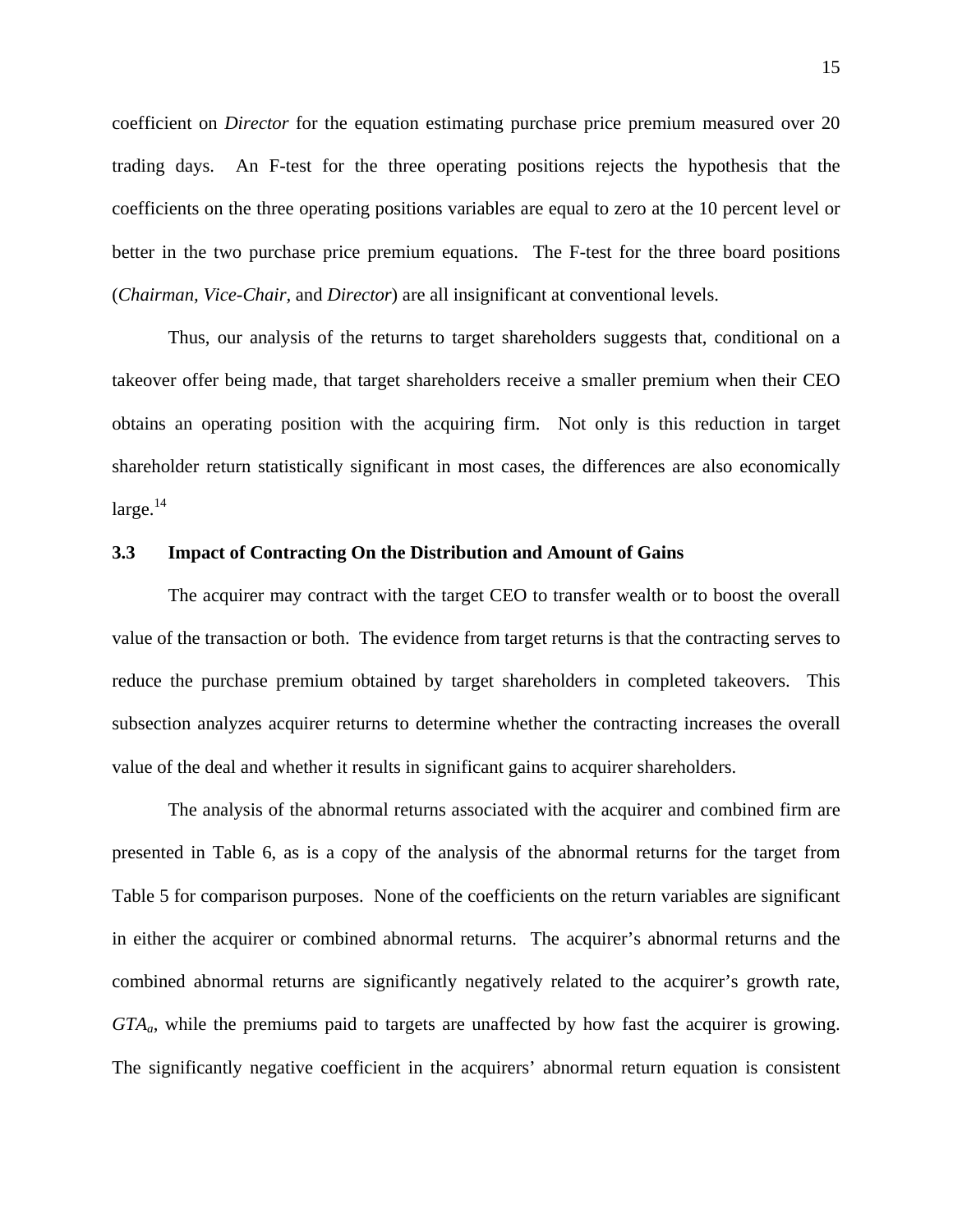coefficient on *Director* for the equation estimating purchase price premium measured over 20 trading days. An F-test for the three operating positions rejects the hypothesis that the coefficients on the three operating positions variables are equal to zero at the 10 percent level or better in the two purchase price premium equations. The F-test for the three board positions (*Chairman*, *Vice-Chair*, and *Director*) are all insignificant at conventional levels.

Thus, our analysis of the returns to target shareholders suggests that, conditional on a takeover offer being made, that target shareholders receive a smaller premium when their CEO obtains an operating position with the acquiring firm. Not only is this reduction in target shareholder return statistically significant in most cases, the differences are also economically large.[14]

### 3.3 Impact of Contracting On the Distribution and Amount of Gains

The acquirer may contract with the target CEO to transfer wealth or to boost the overall value of the transaction or both. The evidence from target returns is that the contracting serves to reduce the purchase premium obtained by target shareholders in completed takeovers. This subsection analyzes acquirer returns to determine whether the contracting increases the overall value of the deal and whether it results in significant gains to acquirer shareholders.

The analysis of the abnormal returns associated with the acquirer and combined firm are presented in Table 6, as is a copy of the analysis of the abnormal returns for the target from Table 5 for comparison purposes. None of the coefficients on the return variables are significant in either the acquirer or combined abnormal returns. The acquirer's abnormal returns and the combined abnormal returns are significantly negatively related to the acquirer's growth rate, $GTA_a$, while the premiums paid to targets are unaffected by how fast the acquirer is growing. The significantly negative coefficient in the acquirers' abnormal return equation is consistent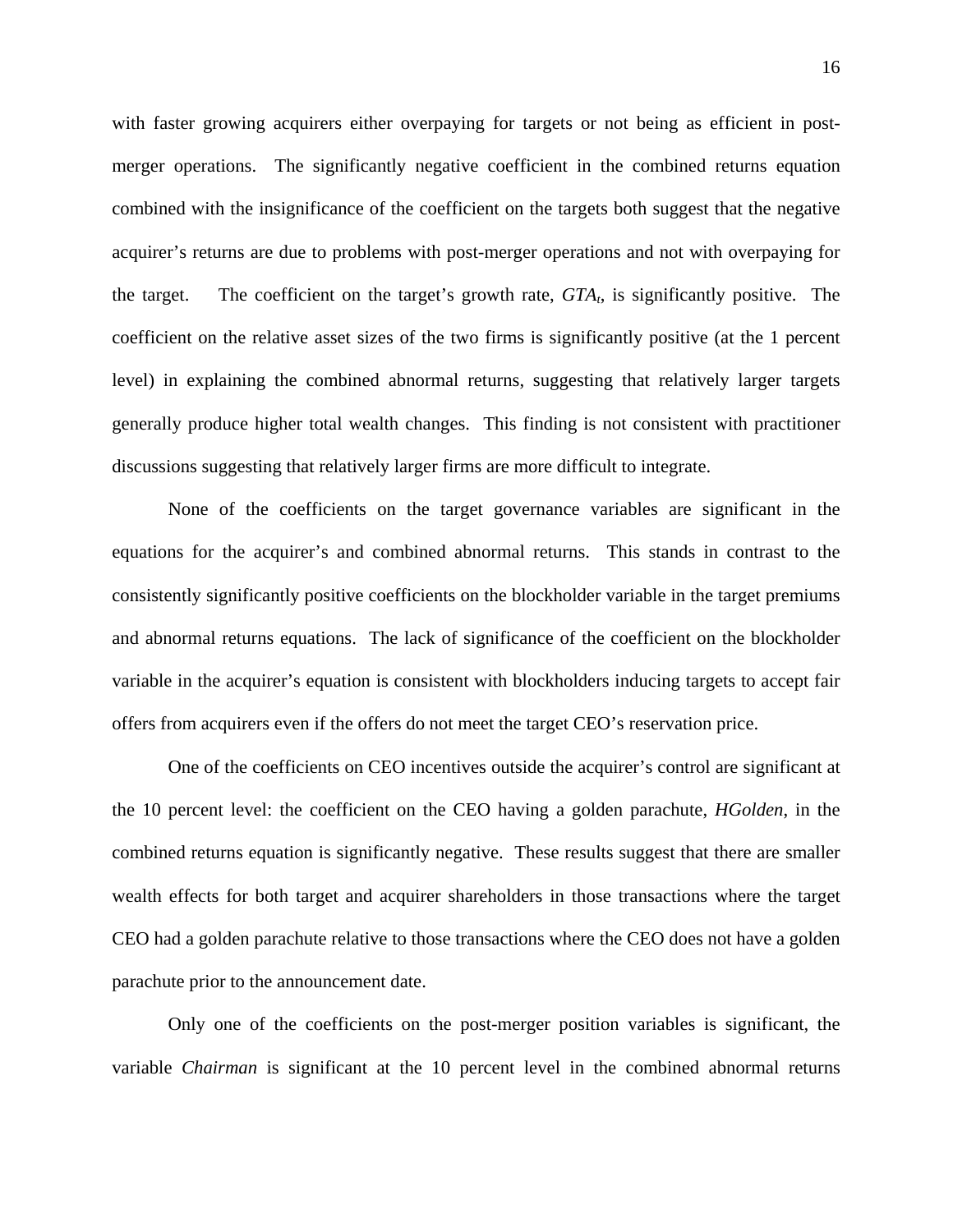with faster growing acquirers either overpaying for targets or not being as efficient in post-merger operations. The significantly negative coefficient in the combined returns equation combined with the insignificance of the coefficient on the targets both suggest that the negative acquirer's returns are due to problems with post-merger operations and not with overpaying for the target. The coefficient on the target's growth rate, $GTA_t$, is significantly positive. The coefficient on the relative asset sizes of the two firms is significantly positive (at the 1 percent level) in explaining the combined abnormal returns, suggesting that relatively larger targets generally produce higher total wealth changes. This finding is not consistent with practitioner discussions suggesting that relatively larger firms are more difficult to integrate.

None of the coefficients on the target governance variables are significant in the equations for the acquirer's and combined abnormal returns. This stands in contrast to the consistently significantly positive coefficients on the blockholder variable in the target premiums and abnormal returns equations. The lack of significance of the coefficient on the blockholder variable in the acquirer's equation is consistent with blockholders inducing targets to accept fair offers from acquirers even if the offers do not meet the target CEO's reservation price.

One of the coefficients on CEO incentives outside the acquirer's control are significant at the 10 percent level: the coefficient on the CEO having a golden parachute, *HGolden*, in the combined returns equation is significantly negative. These results suggest that there are smaller wealth effects for both target and acquirer shareholders in those transactions where the target CEO had a golden parachute relative to those transactions where the CEO does not have a golden parachute prior to the announcement date.

Only one of the coefficients on the post-merger position variables is significant, the variable *Chairman* is significant at the 10 percent level in the combined abnormal returns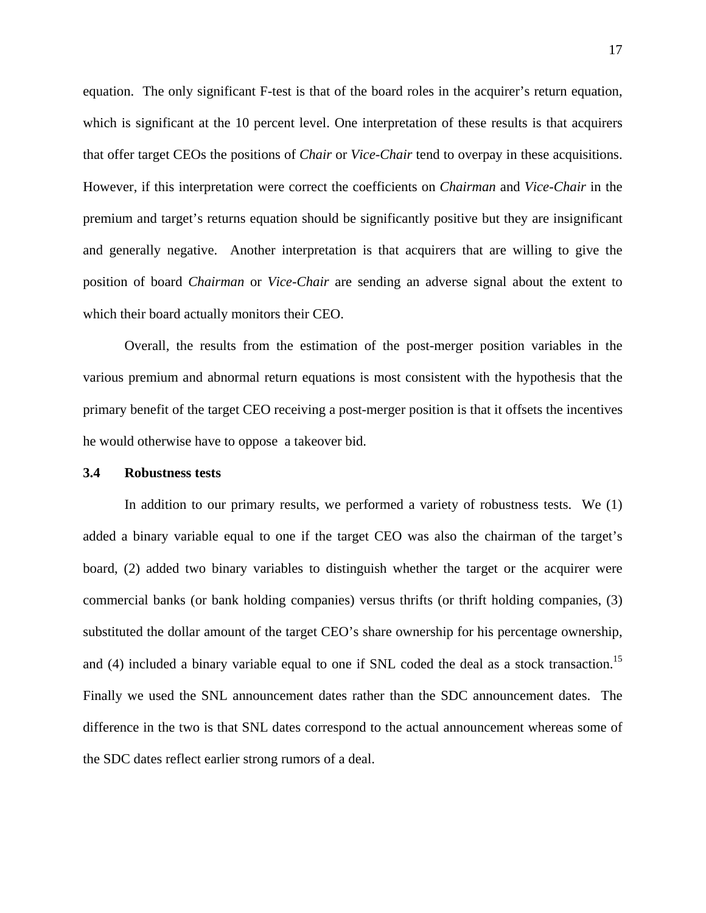equation. The only significant F-test is that of the board roles in the acquirer's return equation, which is significant at the 10 percent level. One interpretation of these results is that acquirers that offer target CEOs the positions of *Chair* or *Vice-Chair* tend to overpay in these acquisitions. However, if this interpretation were correct the coefficients on *Chairman* and *Vice-Chair* in the premium and target's returns equation should be significantly positive but they are insignificant and generally negative. Another interpretation is that acquirers that are willing to give the position of board *Chairman* or *Vice-Chair* are sending an adverse signal about the extent to which their board actually monitors their CEO.

Overall, the results from the estimation of the post-merger position variables in the various premium and abnormal return equations is most consistent with the hypothesis that the primary benefit of the target CEO receiving a post-merger position is that it offsets the incentives he would otherwise have to oppose a takeover bid.

### 3.4 Robustness tests

In addition to our primary results, we performed a variety of robustness tests. We (1) added a binary variable equal to one if the target CEO was also the chairman of the target's board, (2) added two binary variables to distinguish whether the target or the acquirer were commercial banks (or bank holding companies) versus thrifts (or thrift holding companies, (3) substituted the dollar amount of the target CEO's share ownership for his percentage ownership, and (4) included a binary variable equal to one if SNL coded the deal as a stock transaction.[15] Finally we used the SNL announcement dates rather than the SDC announcement dates. The difference in the two is that SNL dates correspond to the actual announcement whereas some of the SDC dates reflect earlier strong rumors of a deal.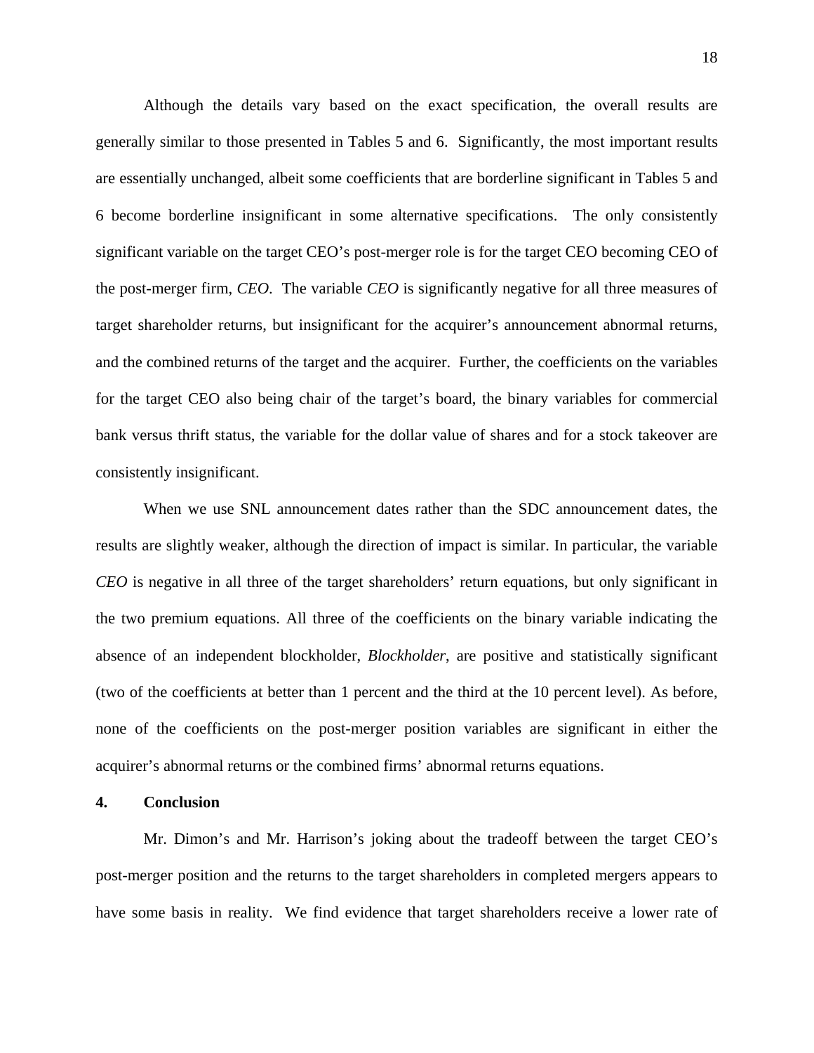Although the details vary based on the exact specification, the overall results are generally similar to those presented in Tables 5 and 6. Significantly, the most important results are essentially unchanged, albeit some coefficients that are borderline significant in Tables 5 and 6 become borderline insignificant in some alternative specifications. The only consistently significant variable on the target CEO's post-merger role is for the target CEO becoming CEO of the post-merger firm, *CEO*. The variable *CEO* is significantly negative for all three measures of target shareholder returns, but insignificant for the acquirer's announcement abnormal returns, and the combined returns of the target and the acquirer. Further, the coefficients on the variables for the target CEO also being chair of the target's board, the binary variables for commercial bank versus thrift status, the variable for the dollar value of shares and for a stock takeover are consistently insignificant.

When we use SNL announcement dates rather than the SDC announcement dates, the results are slightly weaker, although the direction of impact is similar. In particular, the variable *CEO* is negative in all three of the target shareholders' return equations, but only significant in the two premium equations. All three of the coefficients on the binary variable indicating the absence of an independent blockholder, *Blockholder*, are positive and statistically significant (two of the coefficients at better than 1 percent and the third at the 10 percent level). As before, none of the coefficients on the post-merger position variables are significant in either the acquirer's abnormal returns or the combined firms' abnormal returns equations.

## 4. Conclusion

Mr. Dimon's and Mr. Harrison's joking about the tradeoff between the target CEO's post-merger position and the returns to the target shareholders in completed mergers appears to have some basis in reality. We find evidence that target shareholders receive a lower rate of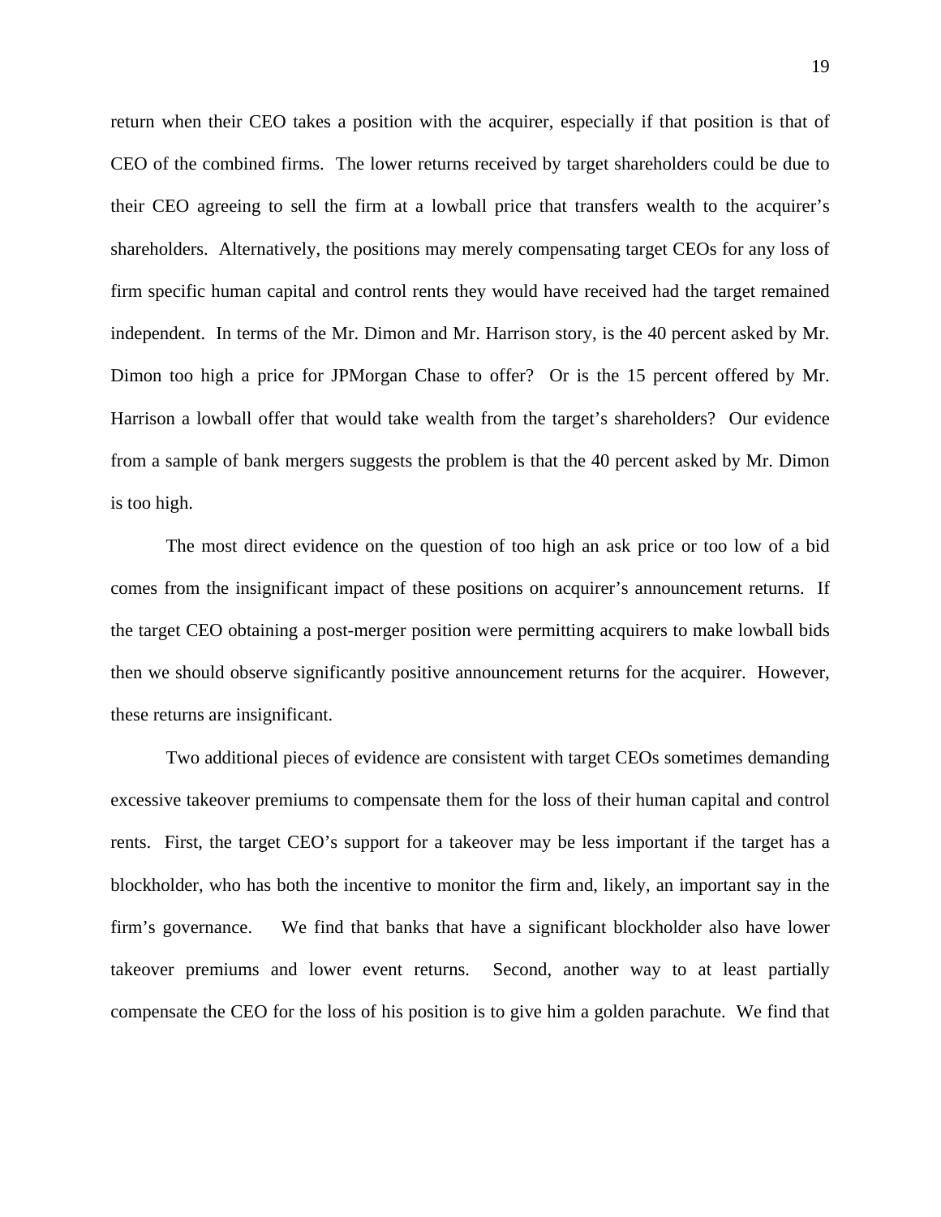return when their CEO takes a position with the acquirer, especially if that position is that of CEO of the combined firms. The lower returns received by target shareholders could be due to their CEO agreeing to sell the firm at a lowball price that transfers wealth to the acquirer's shareholders. Alternatively, the positions may merely compensating target CEOs for any loss of firm specific human capital and control rents they would have received had the target remained independent. In terms of the Mr. Dimon and Mr. Harrison story, is the 40 percent asked by Mr. Dimon too high a price for JPMorgan Chase to offer? Or is the 15 percent offered by Mr. Harrison a lowball offer that would take wealth from the target's shareholders? Our evidence from a sample of bank mergers suggests the problem is that the 40 percent asked by Mr. Dimon is too high.

The most direct evidence on the question of too high an ask price or too low of a bid comes from the insignificant impact of these positions on acquirer's announcement returns. If the target CEO obtaining a post-merger position were permitting acquirers to make lowball bids then we should observe significantly positive announcement returns for the acquirer. However, these returns are insignificant.

Two additional pieces of evidence are consistent with target CEOs sometimes demanding excessive takeover premiums to compensate them for the loss of their human capital and control rents. First, the target CEO's support for a takeover may be less important if the target has a blockholder, who has both the incentive to monitor the firm and, likely, an important say in the firm's governance. We find that banks that have a significant blockholder also have lower takeover premiums and lower event returns. Second, another way to at least partially compensate the CEO for the loss of his position is to give him a golden parachute. We find that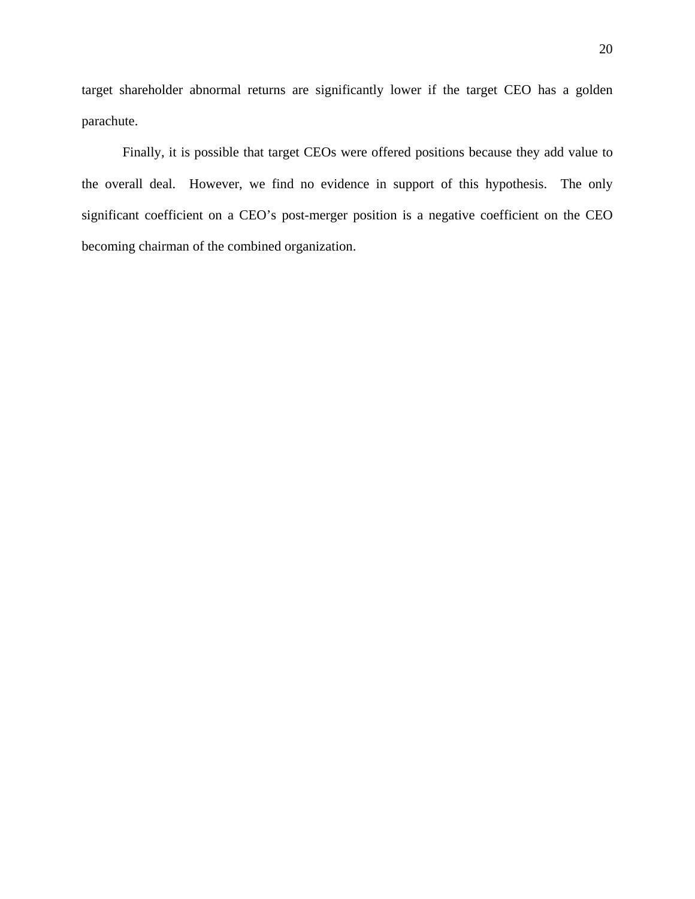target shareholder abnormal returns are significantly lower if the target CEO has a golden parachute.

Finally, it is possible that target CEOs were offered positions because they add value to the overall deal. However, we find no evidence in support of this hypothesis. The only significant coefficient on a CEO's post-merger position is a negative coefficient on the CEO becoming chairman of the combined organization.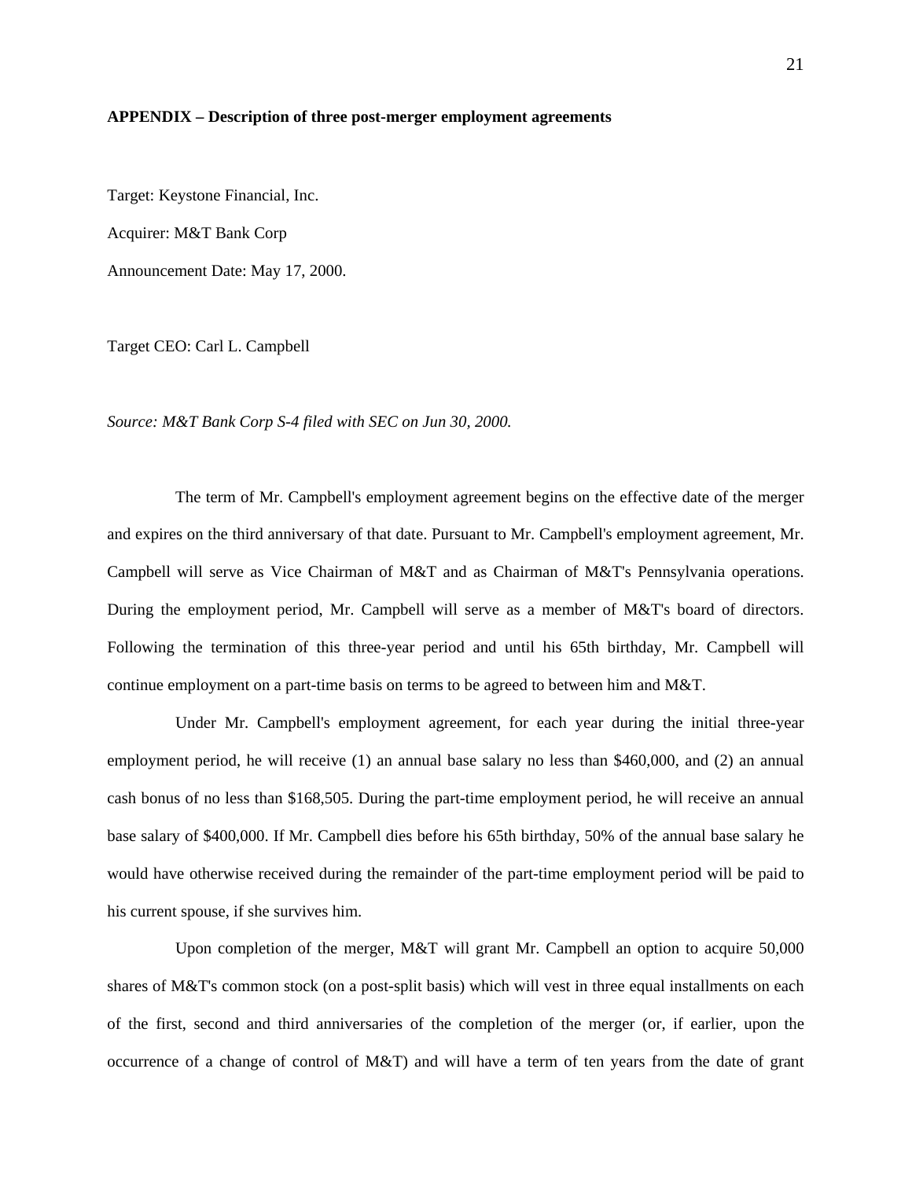**APPENDIX – Description of three post-merger employment agreements**

Target: Keystone Financial, Inc.

Acquirer: M&T Bank Corp

Announcement Date: May 17, 2000.

Target CEO: Carl L. Campbell

*Source: M&T Bank Corp S-4 filed with SEC on Jun 30, 2000.*

The term of Mr. Campbell's employment agreement begins on the effective date of the merger and expires on the third anniversary of that date. Pursuant to Mr. Campbell's employment agreement, Mr. Campbell will serve as Vice Chairman of M&T and as Chairman of M&T's Pennsylvania operations. During the employment period, Mr. Campbell will serve as a member of M&T's board of directors. Following the termination of this three-year period and until his 65th birthday, Mr. Campbell will continue employment on a part-time basis on terms to be agreed to between him and M&T.

Under Mr. Campbell's employment agreement, for each year during the initial three-year employment period, he will receive (1) an annual base salary no less than $460,000, and (2) an annual cash bonus of no less than $168,505. During the part-time employment period, he will receive an annual base salary of $400,000. If Mr. Campbell dies before his 65th birthday, 50% of the annual base salary he would have otherwise received during the remainder of the part-time employment period will be paid to his current spouse, if she survives him.

Upon completion of the merger, M&T will grant Mr. Campbell an option to acquire 50,000 shares of M&T's common stock (on a post-split basis) which will vest in three equal installments on each of the first, second and third anniversaries of the completion of the merger (or, if earlier, upon the occurrence of a change of control of M&T) and will have a term of ten years from the date of grant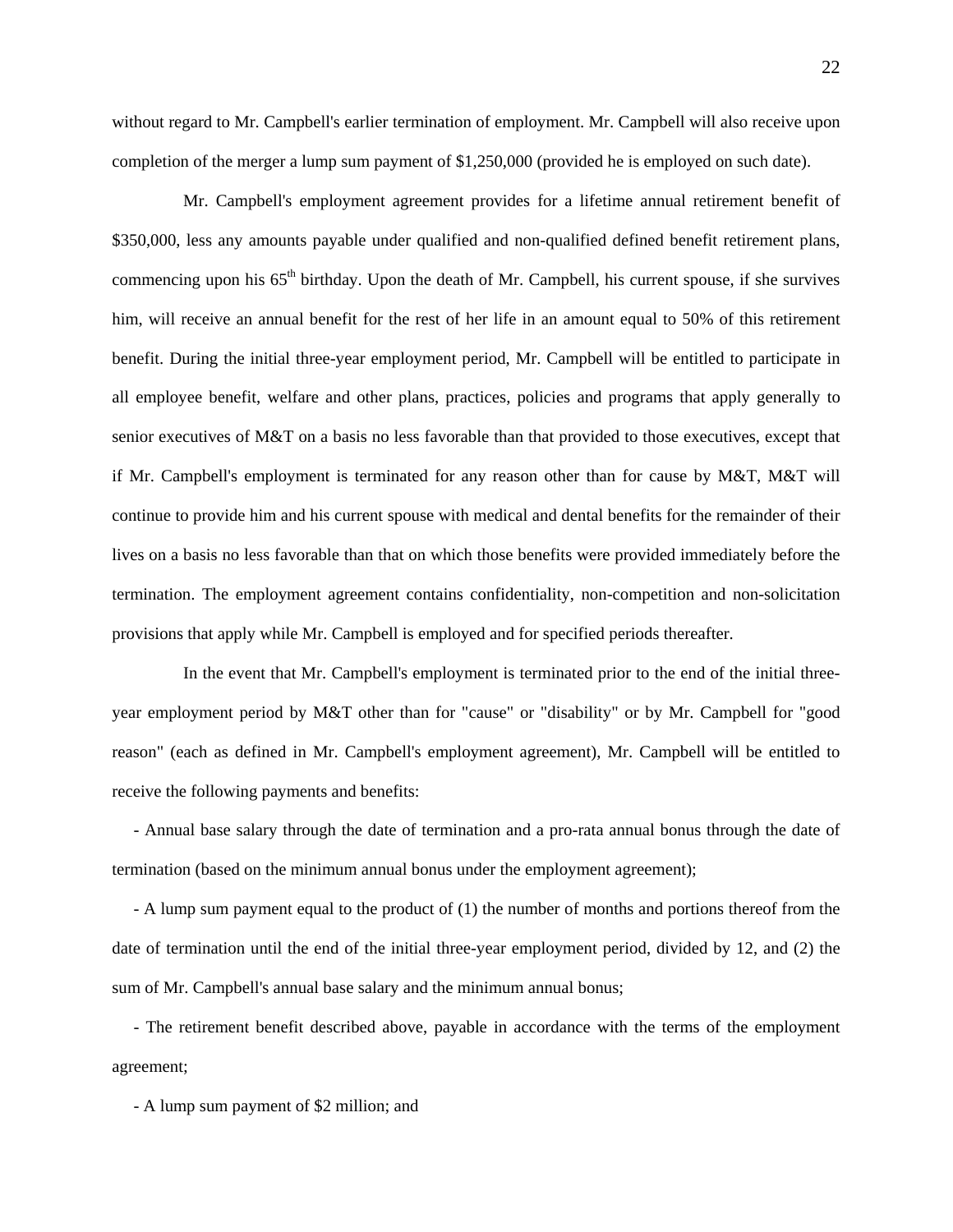without regard to Mr. Campbell's earlier termination of employment. Mr. Campbell will also receive upon completion of the merger a lump sum payment of $1,250,000 (provided he is employed on such date).

Mr. Campbell's employment agreement provides for a lifetime annual retirement benefit of $350,000, less any amounts payable under qualified and non-qualified defined benefit retirement plans, commencing upon his 65th birthday. Upon the death of Mr. Campbell, his current spouse, if she survives him, will receive an annual benefit for the rest of her life in an amount equal to 50% of this retirement benefit. During the initial three-year employment period, Mr. Campbell will be entitled to participate in all employee benefit, welfare and other plans, practices, policies and programs that apply generally to senior executives of M&T on a basis no less favorable than that provided to those executives, except that if Mr. Campbell's employment is terminated for any reason other than for cause by M&T, M&T will continue to provide him and his current spouse with medical and dental benefits for the remainder of their lives on a basis no less favorable than that on which those benefits were provided immediately before the termination. The employment agreement contains confidentiality, non-competition and non-solicitation provisions that apply while Mr. Campbell is employed and for specified periods thereafter.

In the event that Mr. Campbell's employment is terminated prior to the end of the initial three-year employment period by M&T other than for "cause" or "disability" or by Mr. Campbell for "good reason" (each as defined in Mr. Campbell's employment agreement), Mr. Campbell will be entitled to receive the following payments and benefits:

- Annual base salary through the date of termination and a pro-rata annual bonus through the date of termination (based on the minimum annual bonus under the employment agreement);
- A lump sum payment equal to the product of (1) the number of months and portions thereof from the date of termination until the end of the initial three-year employment period, divided by 12, and (2) the sum of Mr. Campbell's annual base salary and the minimum annual bonus;
- The retirement benefit described above, payable in accordance with the terms of the employment agreement;
- A lump sum payment of $2 million; and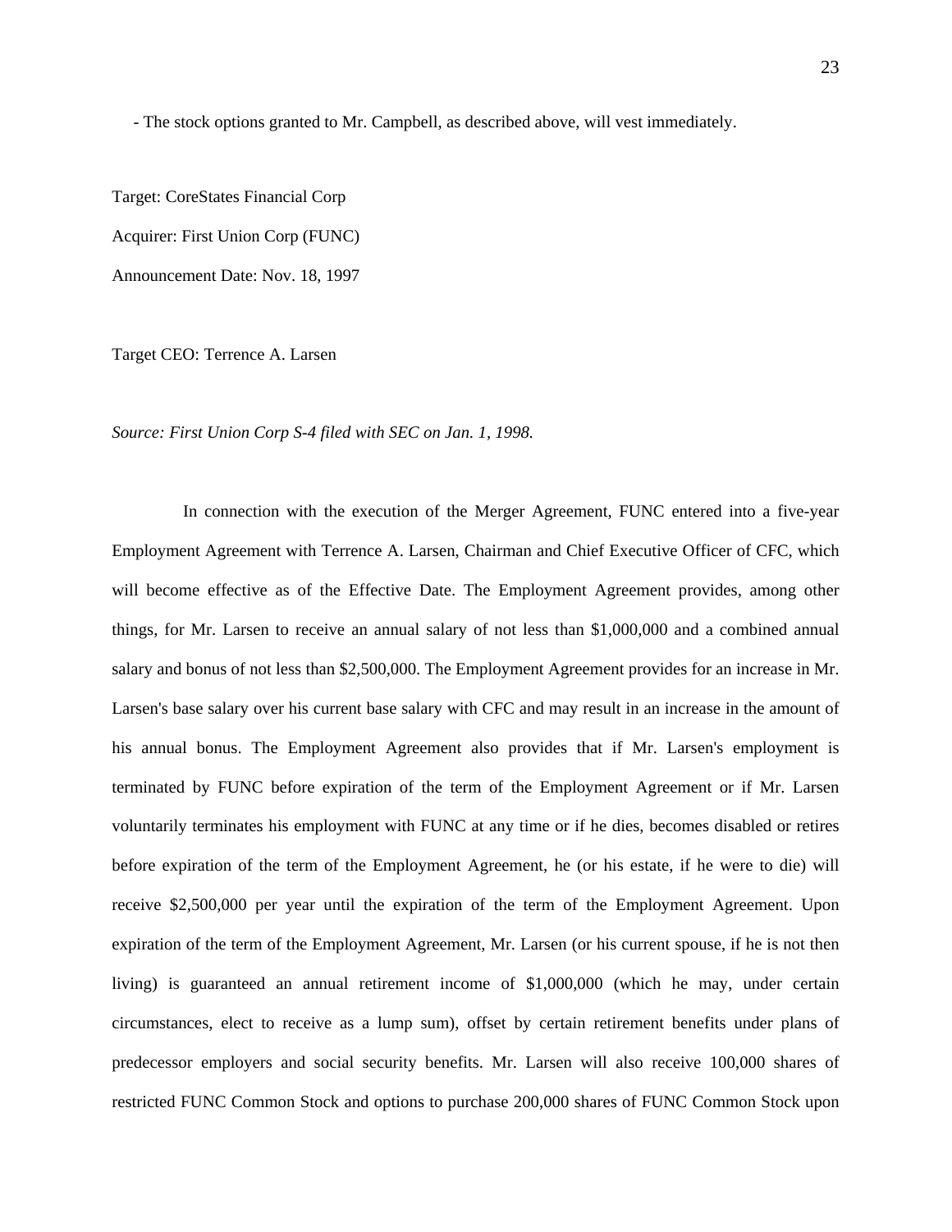- The stock options granted to Mr. Campbell, as described above, will vest immediately.

Target: CoreStates Financial Corp

Acquirer: First Union Corp (FUNC)

Announcement Date: Nov. 18, 1997

Target CEO: Terrence A. Larsen

*Source: First Union Corp S-4 filed with SEC on Jan. 1, 1998.*

In connection with the execution of the Merger Agreement, FUNC entered into a five-year Employment Agreement with Terrence A. Larsen, Chairman and Chief Executive Officer of CFC, which will become effective as of the Effective Date. The Employment Agreement provides, among other things, for Mr. Larsen to receive an annual salary of not less than $1,000,000 and a combined annual salary and bonus of not less than $2,500,000. The Employment Agreement provides for an increase in Mr. Larsen's base salary over his current base salary with CFC and may result in an increase in the amount of his annual bonus. The Employment Agreement also provides that if Mr. Larsen's employment is terminated by FUNC before expiration of the term of the Employment Agreement or if Mr. Larsen voluntarily terminates his employment with FUNC at any time or if he dies, becomes disabled or retires before expiration of the term of the Employment Agreement, he (or his estate, if he were to die) will receive $2,500,000 per year until the expiration of the term of the Employment Agreement. Upon expiration of the term of the Employment Agreement, Mr. Larsen (or his current spouse, if he is not then living) is guaranteed an annual retirement income of $1,000,000 (which he may, under certain circumstances, elect to receive as a lump sum), offset by certain retirement benefits under plans of predecessor employers and social security benefits. Mr. Larsen will also receive 100,000 shares of restricted FUNC Common Stock and options to purchase 200,000 shares of FUNC Common Stock upon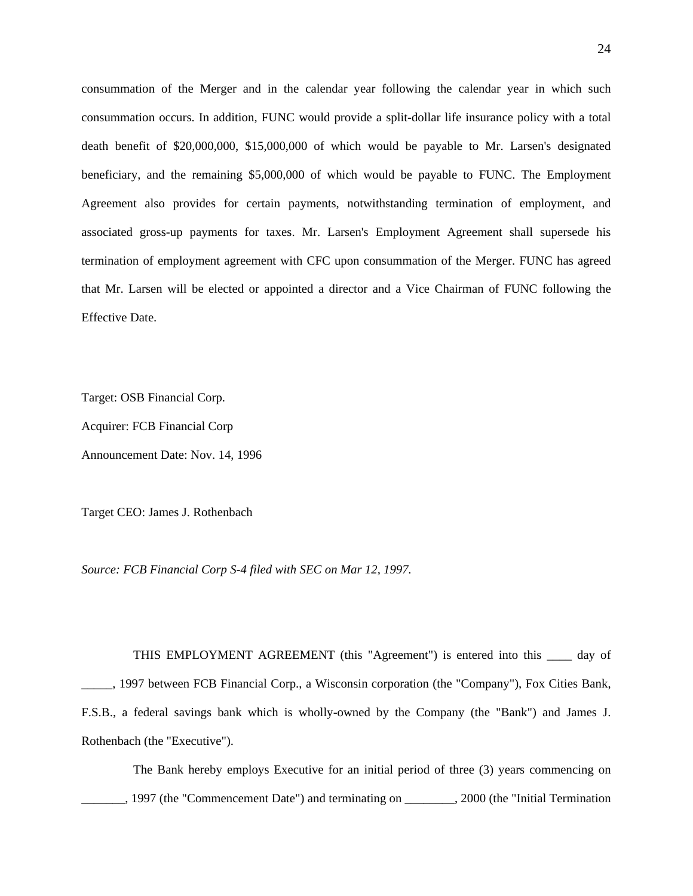consummation of the Merger and in the calendar year following the calendar year in which such consummation occurs. In addition, FUNC would provide a split-dollar life insurance policy with a total death benefit of $20,000,000, $15,000,000 of which would be payable to Mr. Larsen's designated beneficiary, and the remaining $5,000,000 of which would be payable to FUNC. The Employment Agreement also provides for certain payments, notwithstanding termination of employment, and associated gross-up payments for taxes. Mr. Larsen's Employment Agreement shall supersede his termination of employment agreement with CFC upon consummation of the Merger. FUNC has agreed that Mr. Larsen will be elected or appointed a director and a Vice Chairman of FUNC following the Effective Date.

Target: OSB Financial Corp.

Acquirer: FCB Financial Corp

Announcement Date: Nov. 14, 1996

Target CEO: James J. Rothenbach

*Source: FCB Financial Corp S-4 filed with SEC on Mar 12, 1997.*

THIS EMPLOYMENT AGREEMENT (this "Agreement") is entered into this ____ day of _____, 1997 between FCB Financial Corp., a Wisconsin corporation (the "Company"), Fox Cities Bank, F.S.B., a federal savings bank which is wholly-owned by the Company (the "Bank") and James J. Rothenbach (the "Executive").

The Bank hereby employs Executive for an initial period of three (3) years commencing on _______, 1997 (the "Commencement Date") and terminating on ________, 2000 (the "Initial Termination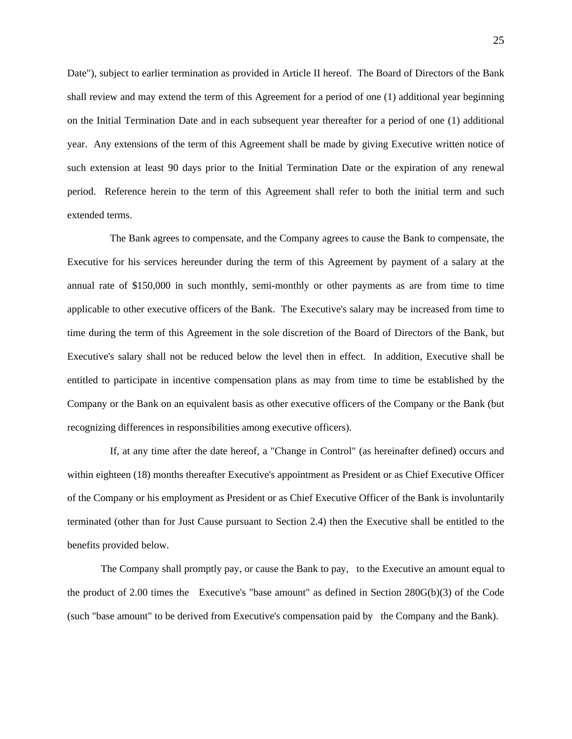Date"), subject to earlier termination as provided in Article II hereof. The Board of Directors of the Bank shall review and may extend the term of this Agreement for a period of one (1) additional year beginning on the Initial Termination Date and in each subsequent year thereafter for a period of one (1) additional year. Any extensions of the term of this Agreement shall be made by giving Executive written notice of such extension at least 90 days prior to the Initial Termination Date or the expiration of any renewal period. Reference herein to the term of this Agreement shall refer to both the initial term and such extended terms.

The Bank agrees to compensate, and the Company agrees to cause the Bank to compensate, the Executive for his services hereunder during the term of this Agreement by payment of a salary at the annual rate of $150,000 in such monthly, semi-monthly or other payments as are from time to time applicable to other executive officers of the Bank. The Executive's salary may be increased from time to time during the term of this Agreement in the sole discretion of the Board of Directors of the Bank, but Executive's salary shall not be reduced below the level then in effect. In addition, Executive shall be entitled to participate in incentive compensation plans as may from time to time be established by the Company or the Bank on an equivalent basis as other executive officers of the Company or the Bank (but recognizing differences in responsibilities among executive officers).

If, at any time after the date hereof, a "Change in Control" (as hereinafter defined) occurs and within eighteen (18) months thereafter Executive's appointment as President or as Chief Executive Officer of the Company or his employment as President or as Chief Executive Officer of the Bank is involuntarily terminated (other than for Just Cause pursuant to Section 2.4) then the Executive shall be entitled to the benefits provided below.

The Company shall promptly pay, or cause the Bank to pay, to the Executive an amount equal to the product of 2.00 times the Executive's "base amount" as defined in Section 280G(b)(3) of the Code (such "base amount" to be derived from Executive's compensation paid by the Company and the Bank).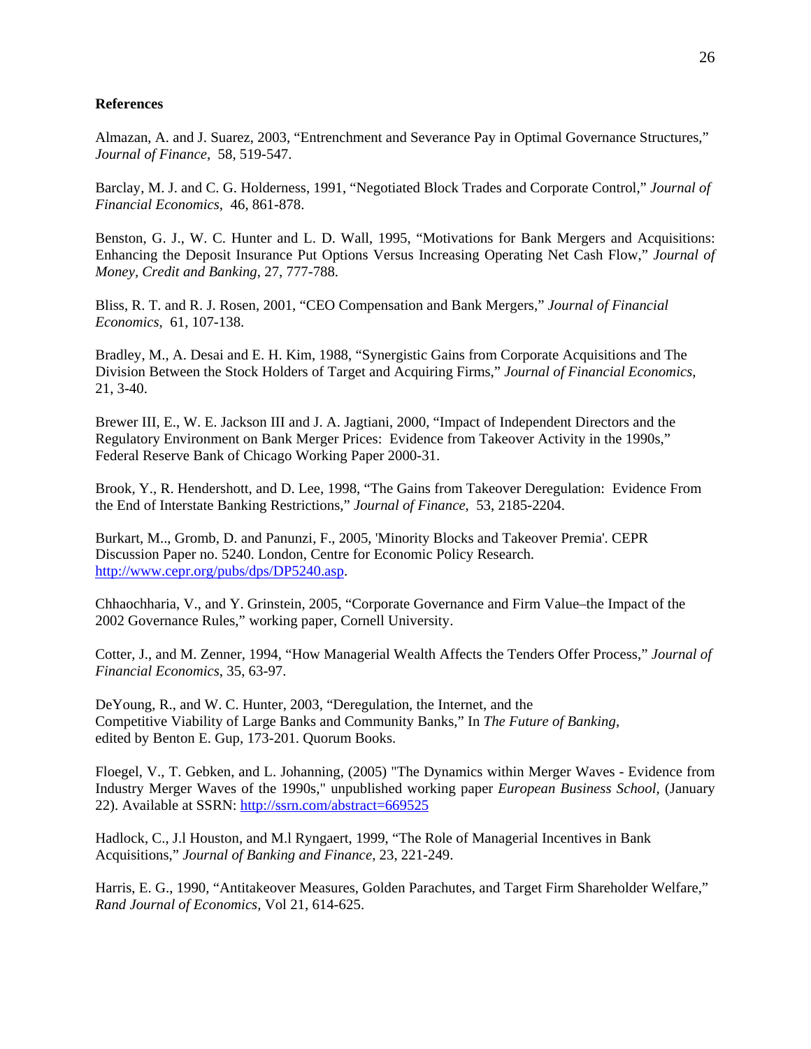**References**

Almazan, A. and J. Suarez, 2003, "Entrenchment and Severance Pay in Optimal Governance Structures," *Journal of Finance*, 58, 519-547.

Barclay, M. J. and C. G. Holderness, 1991, "Negotiated Block Trades and Corporate Control," *Journal of Financial Economics*, 46, 861-878.

Benston, G. J., W. C. Hunter and L. D. Wall, 1995, "Motivations for Bank Mergers and Acquisitions: Enhancing the Deposit Insurance Put Options Versus Increasing Operating Net Cash Flow," *Journal of Money, Credit and Banking*, 27, 777-788.

Bliss, R. T. and R. J. Rosen, 2001, "CEO Compensation and Bank Mergers," *Journal of Financial Economics*, 61, 107-138.

Bradley, M., A. Desai and E. H. Kim, 1988, "Synergistic Gains from Corporate Acquisitions and The Division Between the Stock Holders of Target and Acquiring Firms," *Journal of Financial Economics*, 21, 3-40.

Brewer III, E., W. E. Jackson III and J. A. Jagtiani, 2000, "Impact of Independent Directors and the Regulatory Environment on Bank Merger Prices: Evidence from Takeover Activity in the 1990s," Federal Reserve Bank of Chicago Working Paper 2000-31.

Brook, Y., R. Hendershott, and D. Lee, 1998, "The Gains from Takeover Deregulation: Evidence From the End of Interstate Banking Restrictions," *Journal of Finance*, 53, 2185-2204.

Burkart, M.., Gromb, D. and Panunzi, F., 2005, 'Minority Blocks and Takeover Premia'. CEPR Discussion Paper no. 5240. London, Centre for Economic Policy Research. http://www.cepr.org/pubs/dps/DP5240.asp.

Chhaochharia, V., and Y. Grinstein, 2005, "Corporate Governance and Firm Value–the Impact of the 2002 Governance Rules," working paper, Cornell University.

Cotter, J., and M. Zenner, 1994, "How Managerial Wealth Affects the Tenders Offer Process," *Journal of Financial Economics*, 35, 63-97.

DeYoung, R., and W. C. Hunter, 2003, "Deregulation, the Internet, and the Competitive Viability of Large Banks and Community Banks," In *The Future of Banking*, edited by Benton E. Gup, 173-201. Quorum Books.

Floegel, V., T. Gebken, and L. Johanning, (2005) "The Dynamics within Merger Waves - Evidence from Industry Merger Waves of the 1990s," unpublished working paper *European Business School*, (January 22). Available at SSRN: http://ssrn.com/abstract=669525

Hadlock, C., J.l Houston, and M.l Ryngaert, 1999, "The Role of Managerial Incentives in Bank Acquisitions," *Journal of Banking and Finance*, 23, 221-249.

Harris, E. G., 1990, "Antitakeover Measures, Golden Parachutes, and Target Firm Shareholder Welfare," *Rand Journal of Economics*, Vol 21, 614-625.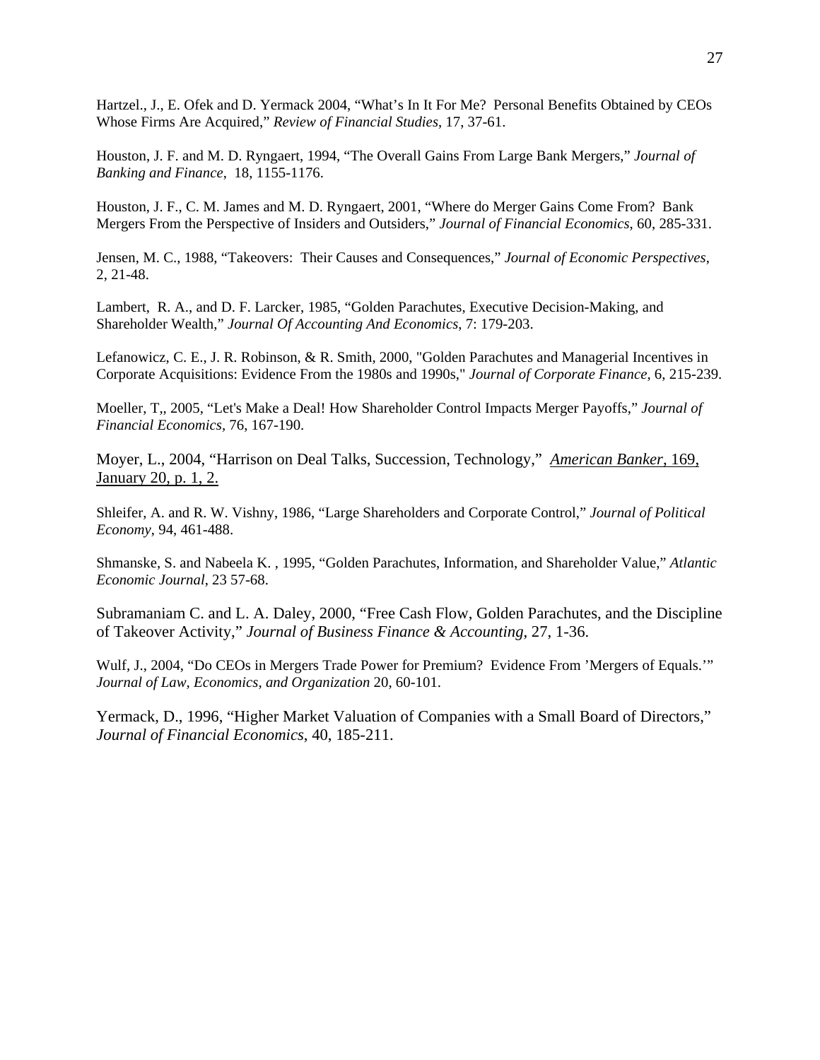Hartzel., J., E. Ofek and D. Yermack 2004, "What's In It For Me? Personal Benefits Obtained by CEOs Whose Firms Are Acquired," *Review of Financial Studies*, 17, 37-61.

Houston, J. F. and M. D. Ryngaert, 1994, "The Overall Gains From Large Bank Mergers," *Journal of Banking and Finance*, 18, 1155-1176.

Houston, J. F., C. M. James and M. D. Ryngaert, 2001, "Where do Merger Gains Come From? Bank Mergers From the Perspective of Insiders and Outsiders," *Journal of Financial Economics*, 60, 285-331.

Jensen, M. C., 1988, "Takeovers: Their Causes and Consequences," *Journal of Economic Perspectives*, 2, 21-48.

Lambert, R. A., and D. F. Larcker, 1985, "Golden Parachutes, Executive Decision-Making, and Shareholder Wealth," *Journal Of Accounting And Economics*, 7: 179-203.

Lefanowicz, C. E., J. R. Robinson, & R. Smith, 2000, "Golden Parachutes and Managerial Incentives in Corporate Acquisitions: Evidence From the 1980s and 1990s," *Journal of Corporate Finance*, 6, 215-239.

Moeller, T,, 2005, "Let's Make a Deal! How Shareholder Control Impacts Merger Payoffs," *Journal of Financial Economics,* 76, 167-190.

Moyer, L., 2004, "Harrison on Deal Talks, Succession, Technology," *American Banker*, 169, January 20, p. 1, 2.

Shleifer, A. and R. W. Vishny, 1986, "Large Shareholders and Corporate Control," *Journal of Political Economy*, 94, 461-488.

Shmanske, S. and Nabeela K. , 1995, "Golden Parachutes, Information, and Shareholder Value," *Atlantic Economic Journal*, 23 57-68.

Subramaniam C. and L. A. Daley, 2000, "Free Cash Flow, Golden Parachutes, and the Discipline of Takeover Activity," *Journal of Business Finance & Accounting*, 27, 1-36.

Wulf, J., 2004, "Do CEOs in Mergers Trade Power for Premium? Evidence From 'Mergers of Equals.'" *Journal of Law, Economics, and Organization* 20, 60-101.

Yermack, D., 1996, "Higher Market Valuation of Companies with a Small Board of Directors," *Journal of Financial Economics*, 40, 185-211.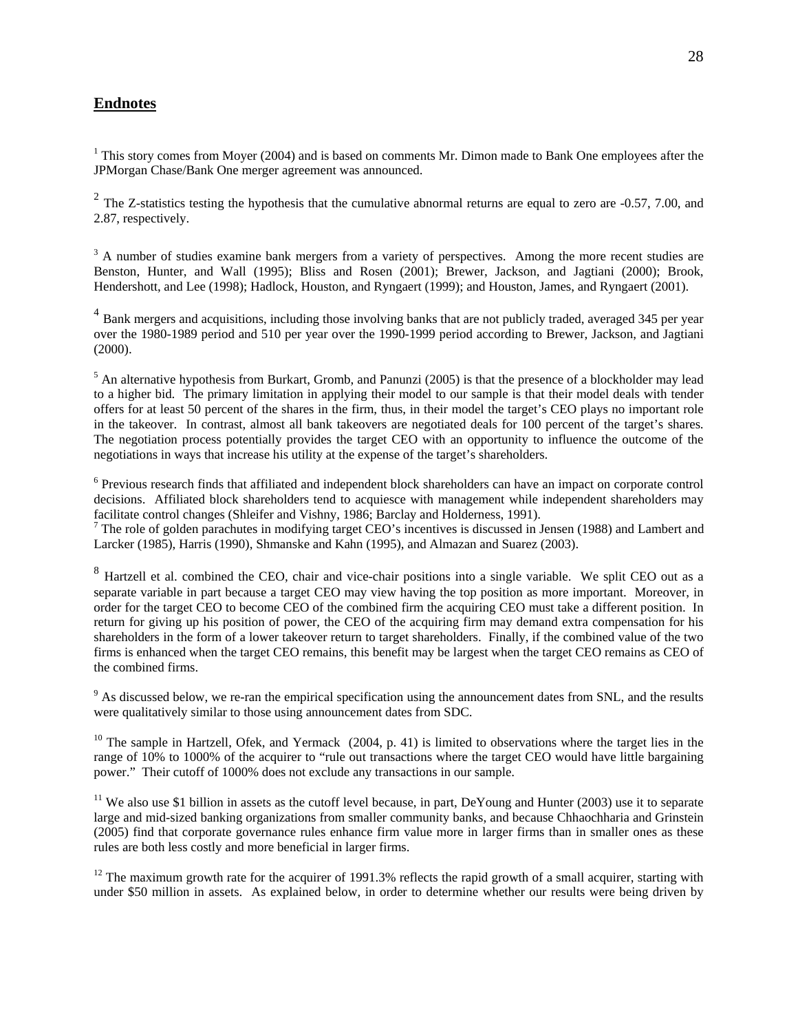## Endnotes

[1] This story comes from Moyer (2004) and is based on comments Mr. Dimon made to Bank One employees after the JPMorgan Chase/Bank One merger agreement was announced.

[2] The Z-statistics testing the hypothesis that the cumulative abnormal returns are equal to zero are -0.57, 7.00, and 2.87, respectively.

[3] A number of studies examine bank mergers from a variety of perspectives. Among the more recent studies are Benston, Hunter, and Wall (1995); Bliss and Rosen (2001); Brewer, Jackson, and Jagtiani (2000); Brook, Hendershott, and Lee (1998); Hadlock, Houston, and Ryngaert (1999); and Houston, James, and Ryngaert (2001).

[4] Bank mergers and acquisitions, including those involving banks that are not publicly traded, averaged 345 per year over the 1980-1989 period and 510 per year over the 1990-1999 period according to Brewer, Jackson, and Jagtiani (2000).

[5] An alternative hypothesis from Burkart, Gromb, and Panunzi (2005) is that the presence of a blockholder may lead to a higher bid. The primary limitation in applying their model to our sample is that their model deals with tender offers for at least 50 percent of the shares in the firm, thus, in their model the target's CEO plays no important role in the takeover. In contrast, almost all bank takeovers are negotiated deals for 100 percent of the target's shares. The negotiation process potentially provides the target CEO with an opportunity to influence the outcome of the negotiations in ways that increase his utility at the expense of the target's shareholders.

[6] Previous research finds that affiliated and independent block shareholders can have an impact on corporate control decisions. Affiliated block shareholders tend to acquiesce with management while independent shareholders may facilitate control changes (Shleifer and Vishny, 1986; Barclay and Holderness, 1991).

[7] The role of golden parachutes in modifying target CEO's incentives is discussed in Jensen (1988) and Lambert and Larcker (1985), Harris (1990), Shmanske and Kahn (1995), and Almazan and Suarez (2003).

[8] Hartzell et al. combined the CEO, chair and vice-chair positions into a single variable. We split CEO out as a separate variable in part because a target CEO may view having the top position as more important. Moreover, in order for the target CEO to become CEO of the combined firm the acquiring CEO must take a different position. In return for giving up his position of power, the CEO of the acquiring firm may demand extra compensation for his shareholders in the form of a lower takeover return to target shareholders. Finally, if the combined value of the two firms is enhanced when the target CEO remains, this benefit may be largest when the target CEO remains as CEO of the combined firms.

[9] As discussed below, we re-ran the empirical specification using the announcement dates from SNL, and the results were qualitatively similar to those using announcement dates from SDC.

[10] The sample in Hartzell, Ofek, and Yermack (2004, p. 41) is limited to observations where the target lies in the range of 10% to 1000% of the acquirer to "rule out transactions where the target CEO would have little bargaining power." Their cutoff of 1000% does not exclude any transactions in our sample.

[11] We also use $1 billion in assets as the cutoff level because, in part, DeYoung and Hunter (2003) use it to separate large and mid-sized banking organizations from smaller community banks, and because Chhaochharia and Grinstein (2005) find that corporate governance rules enhance firm value more in larger firms than in smaller ones as these rules are both less costly and more beneficial in larger firms.

[12] The maximum growth rate for the acquirer of 1991.3% reflects the rapid growth of a small acquirer, starting with under $50 million in assets. As explained below, in order to determine whether our results were being driven by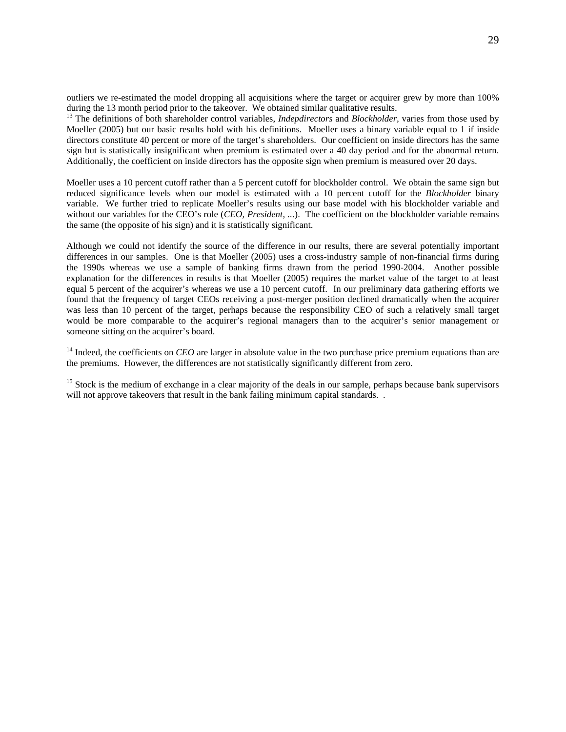outliers we re-estimated the model dropping all acquisitions where the target or acquirer grew by more than 100% during the 13 month period prior to the takeover. We obtained similar qualitative results.

[13] The definitions of both shareholder control variables, *Indepdirectors* and *Blockholder,* varies from those used by Moeller (2005) but our basic results hold with his definitions. Moeller uses a binary variable equal to 1 if inside directors constitute 40 percent or more of the target's shareholders. Our coefficient on inside directors has the same sign but is statistically insignificant when premium is estimated over a 40 day period and for the abnormal return. Additionally, the coefficient on inside directors has the opposite sign when premium is measured over 20 days.

Moeller uses a 10 percent cutoff rather than a 5 percent cutoff for blockholder control. We obtain the same sign but reduced significance levels when our model is estimated with a 10 percent cutoff for the *Blockholder* binary variable. We further tried to replicate Moeller's results using our base model with his blockholder variable and without our variables for the CEO's role (*CEO, President, ...*). The coefficient on the blockholder variable remains the same (the opposite of his sign) and it is statistically significant.

Although we could not identify the source of the difference in our results, there are several potentially important differences in our samples. One is that Moeller (2005) uses a cross-industry sample of non-financial firms during the 1990s whereas we use a sample of banking firms drawn from the period 1990-2004. Another possible explanation for the differences in results is that Moeller (2005) requires the market value of the target to at least equal 5 percent of the acquirer's whereas we use a 10 percent cutoff. In our preliminary data gathering efforts we found that the frequency of target CEOs receiving a post-merger position declined dramatically when the acquirer was less than 10 percent of the target, perhaps because the responsibility CEO of such a relatively small target would be more comparable to the acquirer's regional managers than to the acquirer's senior management or someone sitting on the acquirer's board.

[14] Indeed, the coefficients on *CEO* are larger in absolute value in the two purchase price premium equations than are the premiums. However, the differences are not statistically significantly different from zero.

[15] Stock is the medium of exchange in a clear majority of the deals in our sample, perhaps because bank supervisors will not approve takeovers that result in the bank failing minimum capital standards. .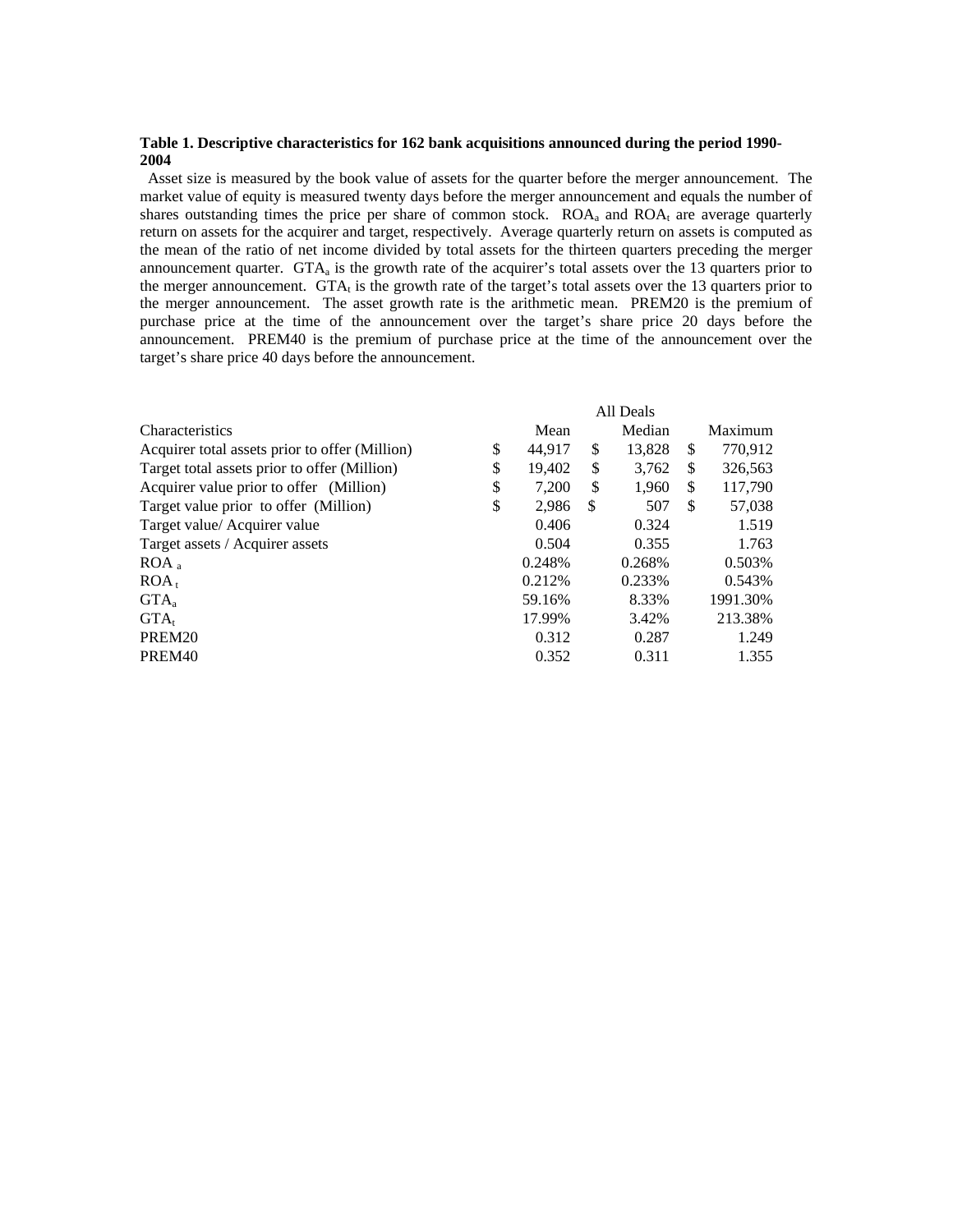**Table 1. Descriptive characteristics for 162 bank acquisitions announced during the period 1990-2004**

Asset size is measured by the book value of assets for the quarter before the merger announcement. The market value of equity is measured twenty days before the merger announcement and equals the number of shares outstanding times the price per share of common stock. $ROA_a$ and $ROA_t$ are average quarterly return on assets for the acquirer and target, respectively. Average quarterly return on assets is computed as the mean of the ratio of net income divided by total assets for the thirteen quarters preceding the merger announcement quarter. $GTA_a$ is the growth rate of the acquirer's total assets over the 13 quarters prior to the merger announcement. $GTA_t$ is the growth rate of the target's total assets over the 13 quarters prior to the merger announcement. The asset growth rate is the arithmetic mean. PREM20 is the premium of purchase price at the time of the announcement over the target's share price 20 days before the announcement. PREM40 is the premium of purchase price at the time of the announcement over the target's share price 40 days before the announcement.

| | All Deals | | |
|---|---|---|---|
| Characteristics | Mean | Median | Maximum |
| Acquirer total assets prior to offer (Million) | $ 44,917 | $ 13,828 | $ 770,912 |
| Target total assets prior to offer (Million) | $ 19,402 | $ 3,762 | $ 326,563 |
| Acquirer value prior to offer (Million) | $ 7,200 | $ 1,960 | $ 117,790 |
| Target value prior to offer (Million) | $ 2,986 | $ 507 | $ 57,038 |
| Target value/ Acquirer value | 0.406 | 0.324 | 1.519 |
| Target assets / Acquirer assets | 0.504 | 0.355 | 1.763 |
| $ROA_a$ | 0.248% | 0.268% | 0.503% |
| $ROA_t$ | 0.212% | 0.233% | 0.543% |
| $GTA_a$ | 59.16% | 8.33% | 1991.30% |
| $GTA_t$ | 17.99% | 3.42% | 213.38% |
| PREM20 | 0.312 | 0.287 | 1.249 |
| PREM40 | 0.352 | 0.311 | 1.355 |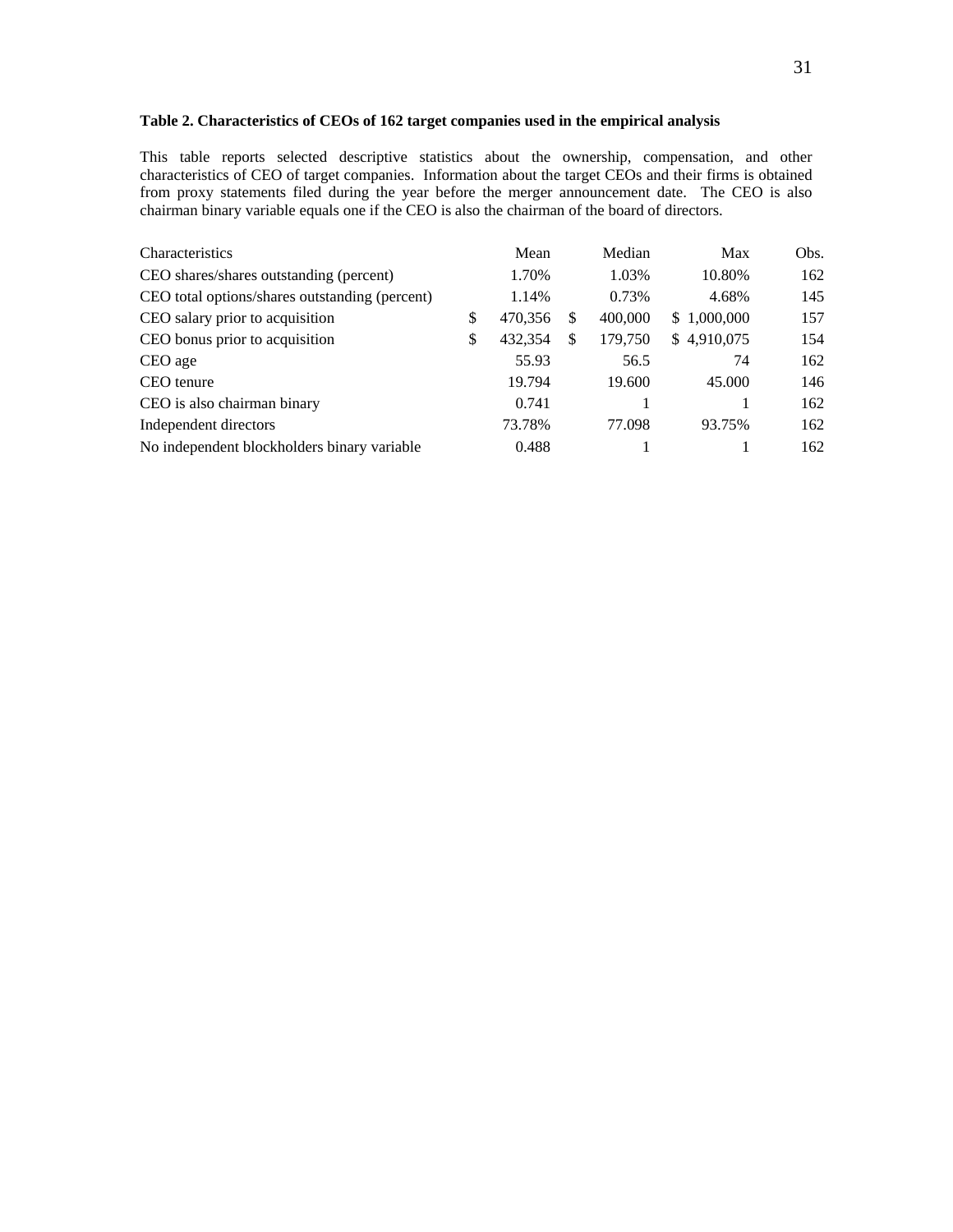**Table 2. Characteristics of CEOs of 162 target companies used in the empirical analysis**

This table reports selected descriptive statistics about the ownership, compensation, and other characteristics of CEO of target companies. Information about the target CEOs and their firms is obtained from proxy statements filed during the year before the merger announcement date. The CEO is also chairman binary variable equals one if the CEO is also the chairman of the board of directors.

| Characteristics | Mean | Median | Max | Obs. |
|---|---|---|---|---|
| CEO shares/shares outstanding (percent) | 1.70% | 1.03% | 10.80% | 162 |
| CEO total options/shares outstanding (percent) | 1.14% | 0.73% | 4.68% | 145 |
| CEO salary prior to acquisition | $ 470,356 | $ 400,000 | $ 1,000,000 | 157 |
| CEO bonus prior to acquisition | $ 432,354 | $ 179,750 | $ 4,910,075 | 154 |
| CEO age | 55.93 | 56.5 | 74 | 162 |
| CEO tenure | 19.794 | 19.600 | 45.000 | 146 |
| CEO is also chairman binary | 0.741 | 1 | 1 | 162 |
| Independent directors | 73.78% | 77.098 | 93.75% | 162 |
| No independent blockholders binary variable | 0.488 | 1 | 1 | 162 |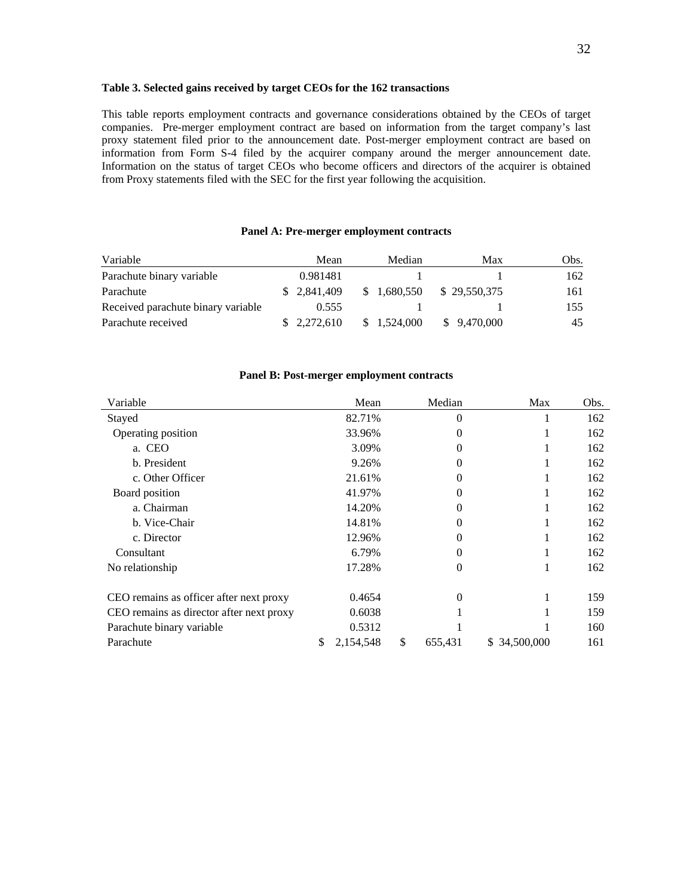**Table 3. Selected gains received by target CEOs for the 162 transactions**

This table reports employment contracts and governance considerations obtained by the CEOs of target companies. Pre-merger employment contract are based on information from the target company's last proxy statement filed prior to the announcement date. Post-merger employment contract are based on information from Form S-4 filed by the acquirer company around the merger announcement date. Information on the status of target CEOs who become officers and directors of the acquirer is obtained from Proxy statements filed with the SEC for the first year following the acquisition.

**Panel A: Pre-merger employment contracts**

| Variable | Mean | Median | Max | Obs. |
|---|---|---|---|---|
| Parachute binary variable | 0.981481 | 1 | 1 | 162 |
| Parachute | $ 2,841,409 | $ 1,680,550 | $ 29,550,375 | 161 |
| Received parachute binary variable | 0.555 | 1 | 1 | 155 |
| Parachute received | $ 2,272,610 | $ 1,524,000 | $ 9,470,000 | 45 |

**Panel B: Post-merger employment contracts**

| Variable | Mean | Median | Max | Obs. |
|---|---|---|---|---|
| Stayed | 82.71% | 0 | 1 | 162 |
| Operating position | 33.96% | 0 | 1 | 162 |
| a. CEO | 3.09% | 0 | 1 | 162 |
| b. President | 9.26% | 0 | 1 | 162 |
| c. Other Officer | 21.61% | 0 | 1 | 162 |
| Board position | 41.97% | 0 | 1 | 162 |
| a. Chairman | 14.20% | 0 | 1 | 162 |
| b. Vice-Chair | 14.81% | 0 | 1 | 162 |
| c. Director | 12.96% | 0 | 1 | 162 |
| Consultant | 6.79% | 0 | 1 | 162 |
| No relationship | 17.28% | 0 | 1 | 162 |
| | | | | |
| CEO remains as officer after next proxy | 0.4654 | 0 | 1 | 159 |
| CEO remains as director after next proxy | 0.6038 | 1 | 1 | 159 |
| Parachute binary variable | 0.5312 | 1 | 1 | 160 |
| Parachute | $ 2,154,548 | $ 655,431 | $ 34,500,000 | 161 |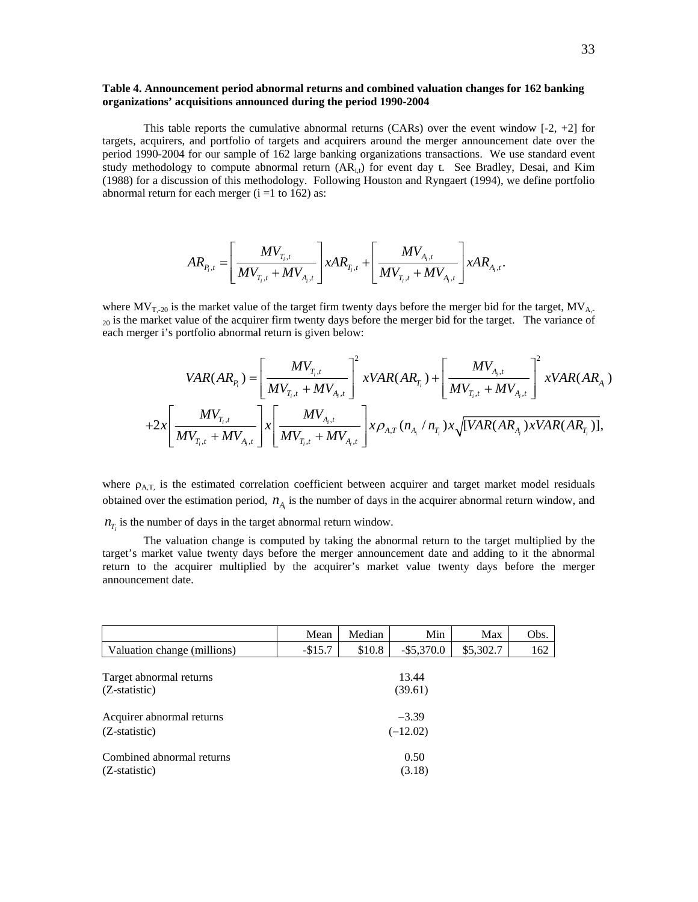**Table 4. Announcement period abnormal returns and combined valuation changes for 162 banking organizations' acquisitions announced during the period 1990-2004**

This table reports the cumulative abnormal returns (CARs) over the event window [-2, +2] for targets, acquirers, and portfolio of targets and acquirers around the merger announcement date over the period 1990-2004 for our sample of 162 large banking organizations transactions. We use standard event study methodology to compute abnormal return ($AR_{i,t}$) for event day t. See Bradley, Desai, and Kim (1988) for a discussion of this methodology. Following Houston and Ryngaert (1994), we define portfolio abnormal return for each merger (i =1 to 162) as:

$$AR_{P_i,t} = \left[\frac{MV_{T_i,t}}{MV_{T_i,t} + MV_{A_i,t}}\right] xAR_{T_i,t} + \left[\frac{MV_{A_i,t}}{MV_{T_i,t} + MV_{A_i,t}}\right] xAR_{A_i,t}.$$

where $MV_{T,-20}$ is the market value of the target firm twenty days before the merger bid for the target, $MV_{A,-20}$ is the market value of the acquirer firm twenty days before the merger bid for the target. The variance of each merger i's portfolio abnormal return is given below:

$$VAR(AR_{P_i}) = \left[\frac{MV_{T_i,t}}{MV_{T_i,t} + MV_{A_i,t}}\right]^2 xVAR(AR_{T_i}) + \left[\frac{MV_{A_i,t}}{MV_{T_i,t} + MV_{A_i,t}}\right]^2 xVAR(AR_{A_i})$$

$$+2x\left[\frac{MV_{T_i,t}}{MV_{T_i,t} + MV_{A_i,t}}\right] x \left[\frac{MV_{A_i,t}}{MV_{T_i,t} + MV_{A_i,t}}\right] x\rho_{A,T}(n_{A_i}/n_{T_i})x\sqrt{[VAR(AR_{A_i})xVAR(AR_{T_i})]},$$

where $\rho_{A,T}$ is the estimated correlation coefficient between acquirer and target market model residuals obtained over the estimation period, $n_{A_i}$ is the number of days in the acquirer abnormal return window, and $n_{T_i}$ is the number of days in the target abnormal return window.

The valuation change is computed by taking the abnormal return to the target multiplied by the target's market value twenty days before the merger announcement date and adding to it the abnormal return to the acquirer multiplied by the acquirer's market value twenty days before the merger announcement date.

| | Mean | Median | Min | Max | Obs. |
|---|---|---|---|---|---|
| Valuation change (millions) | -$15.7 | $10.8 | -$5,370.0 | $5,302.7 | 162 |
| | | | | | |
| Target abnormal returns | | | 13.44 | | |
| (Z-statistic) | | | (39.61) | | |
| | | | | | |
| Acquirer abnormal returns | | | –3.39 | | |
| (Z-statistic) | | | (–12.02) | | |
| | | | | | |
| Combined abnormal returns | | | 0.50 | | |
| (Z-statistic) | | | (3.18) | | |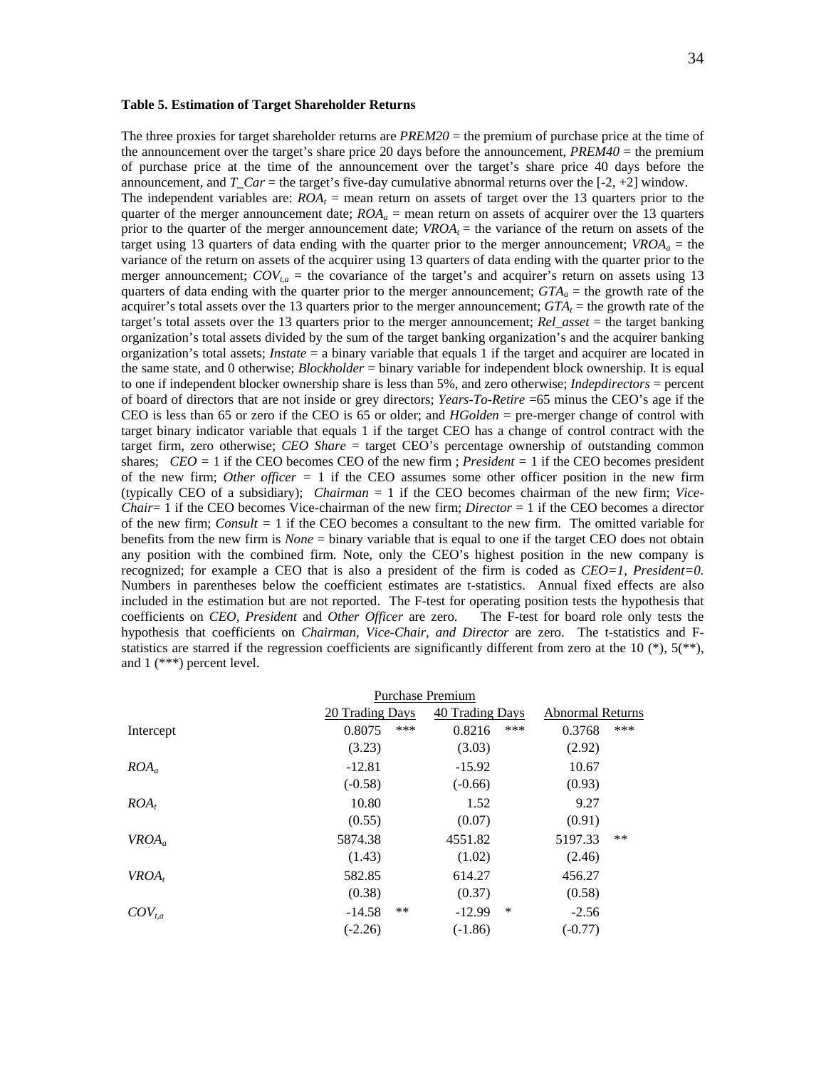**Table 5. Estimation of Target Shareholder Returns**

The three proxies for target shareholder returns are *PREM20* = the premium of purchase price at the time of the announcement over the target's share price 20 days before the announcement, *PREM40* = the premium of purchase price at the time of the announcement over the target's share price 40 days before the announcement, and *T_Car* = the target's five-day cumulative abnormal returns over the [-2, +2] window.

The independent variables are: $ROA_t$ = mean return on assets of target over the 13 quarters prior to the quarter of the merger announcement date; $ROA_a$ = mean return on assets of acquirer over the 13 quarters prior to the quarter of the merger announcement date; $VROA_t$ = the variance of the return on assets of the target using 13 quarters of data ending with the quarter prior to the merger announcement; $VROA_a$ = the variance of the return on assets of the acquirer using 13 quarters of data ending with the quarter prior to the merger announcement; $COV_{t,a}$ = the covariance of the target's and acquirer's return on assets using 13 quarters of data ending with the quarter prior to the merger announcement; $GTA_a$ = the growth rate of the acquirer's total assets over the 13 quarters prior to the merger announcement; $GTA_t$ = the growth rate of the target's total assets over the 13 quarters prior to the merger announcement; *Rel_asset* = the target banking organization's total assets divided by the sum of the target banking organization's and the acquirer banking organization's total assets; *Instate* = a binary variable that equals 1 if the target and acquirer are located in the same state, and 0 otherwise; *Blockholder* = binary variable for independent block ownership. It is equal to one if independent blocker ownership share is less than 5%, and zero otherwise; *Indepdirectors* = percent of board of directors that are not inside or grey directors; *Years-To-Retire* =65 minus the CEO's age if the CEO is less than 65 or zero if the CEO is 65 or older; and *HGolden* = pre-merger change of control with target binary indicator variable that equals 1 if the target CEO has a change of control contract with the target firm, zero otherwise; *CEO Share* = target CEO's percentage ownership of outstanding common shares; *CEO* = 1 if the CEO becomes CEO of the new firm ; *President* = 1 if the CEO becomes president of the new firm; *Other officer* = 1 if the CEO assumes some other officer position in the new firm (typically CEO of a subsidiary); *Chairman* = 1 if the CEO becomes chairman of the new firm; *Vice-Chair*= 1 if the CEO becomes Vice-chairman of the new firm; *Director* = 1 if the CEO becomes a director of the new firm; *Consult* = 1 if the CEO becomes a consultant to the new firm. The omitted variable for benefits from the new firm is *None* = binary variable that is equal to one if the target CEO does not obtain any position with the combined firm. Note, only the CEO's highest position in the new company is recognized; for example a CEO that is also a president of the firm is coded as *CEO=1, President=0.* Numbers in parentheses below the coefficient estimates are t-statistics. Annual fixed effects are also included in the estimation but are not reported. The F-test for operating position tests the hypothesis that coefficients on *CEO, President* and *Other Officer* are zero. The F-test for board role only tests the hypothesis that coefficients on *Chairman, Vice-Chair, and Director* are zero. The t-statistics and F-statistics are starred if the regression coefficients are significantly different from zero at the 10 (*), 5(**), and 1 (***) percent level.

| | Purchase Premium | | | | | |
|---|---|---|---|---|---|---|
| | 20 Trading Days | | 40 Trading Days | | Abnormal Returns | |
| Intercept | 0.8075 | *** | 0.8216 | *** | 0.3768 | *** |
| | (3.23) | | (3.03) | | (2.92) | |
| $ROA_a$ | -12.81 | | -15.92 | | 10.67 | |
| | (-0.58) | | (-0.66) | | (0.93) | |
| $ROA_t$ | 10.80 | | 1.52 | | 9.27 | |
| | (0.55) | | (0.07) | | (0.91) | |
| $VROA_a$ | 5874.38 | | 4551.82 | | 5197.33 | ** |
| | (1.43) | | (1.02) | | (2.46) | |
| $VROA_t$ | 582.85 | | 614.27 | | 456.27 | |
| | (0.38) | | (0.37) | | (0.58) | |
| $COV_{t,a}$ | -14.58 | ** | -12.99 | * | -2.56 | |
| | (-2.26) | | (-1.86) | | (-0.77) | |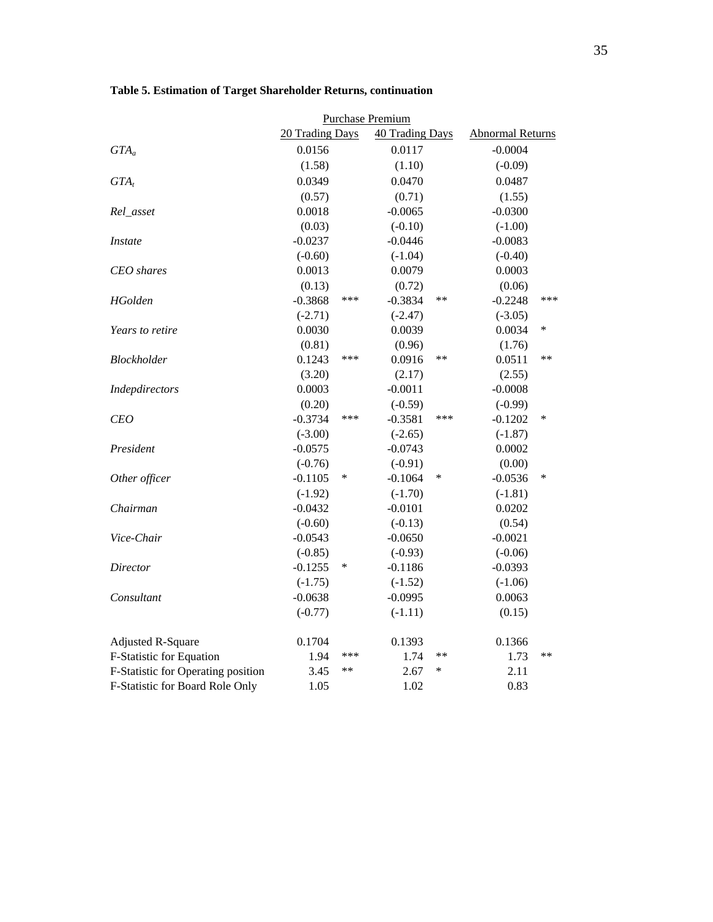**Table 5. Estimation of Target Shareholder Returns, continuation**

| | Purchase Premium | | | | | |
|---|---|---|---|---|---|---|
| | 20 Trading Days | | 40 Trading Days | | Abnormal Returns | |
| *$GTA_a$* | 0.0156 | | 0.0117 | | -0.0004 | |
| | (1.58) | | (1.10) | | (-0.09) | |
| *$GTA_t$* | 0.0349 | | 0.0470 | | 0.0487 | |
| | (0.57) | | (0.71) | | (1.55) | |
| *Rel_asset* | 0.0018 | | -0.0065 | | -0.0300 | |
| | (0.03) | | (-0.10) | | (-1.00) | |
| *Instate* | -0.0237 | | -0.0446 | | -0.0083 | |
| | (-0.60) | | (-1.04) | | (-0.40) | |
| *CEO shares* | 0.0013 | | 0.0079 | | 0.0003 | |
| | (0.13) | | (0.72) | | (0.06) | |
| *HGolden* | -0.3868 | *** | -0.3834 | ** | -0.2248 | *** |
| | (-2.71) | | (-2.47) | | (-3.05) | |
| *Years to retire* | 0.0030 | | 0.0039 | | 0.0034 | * |
| | (0.81) | | (0.96) | | (1.76) | |
| *Blockholder* | 0.1243 | *** | 0.0916 | ** | 0.0511 | ** |
| | (3.20) | | (2.17) | | (2.55) | |
| *Indepdirectors* | 0.0003 | | -0.0011 | | -0.0008 | |
| | (0.20) | | (-0.59) | | (-0.99) | |
| *CEO* | -0.3734 | *** | -0.3581 | *** | -0.1202 | * |
| | (-3.00) | | (-2.65) | | (-1.87) | |
| *President* | -0.0575 | | -0.0743 | | 0.0002 | |
| | (-0.76) | | (-0.91) | | (0.00) | |
| *Other officer* | -0.1105 | * | -0.1064 | * | -0.0536 | * |
| | (-1.92) | | (-1.70) | | (-1.81) | |
| *Chairman* | -0.0432 | | -0.0101 | | 0.0202 | |
| | (-0.60) | | (-0.13) | | (0.54) | |
| *Vice-Chair* | -0.0543 | | -0.0650 | | -0.0021 | |
| | (-0.85) | | (-0.93) | | (-0.06) | |
| *Director* | -0.1255 | * | -0.1186 | | -0.0393 | |
| | (-1.75) | | (-1.52) | | (-1.06) | |
| *Consultant* | -0.0638 | | -0.0995 | | 0.0063 | |
| | (-0.77) | | (-1.11) | | (0.15) | |
| Adjusted R-Square | 0.1704 | | 0.1393 | | 0.1366 | |
| F-Statistic for Equation | 1.94 | *** | 1.74 | ** | 1.73 | ** |
| F-Statistic for Operating position | 3.45 | ** | 2.67 | * | 2.11 | |
| F-Statistic for Board Role Only | 1.05 | | 1.02 | | 0.83 | |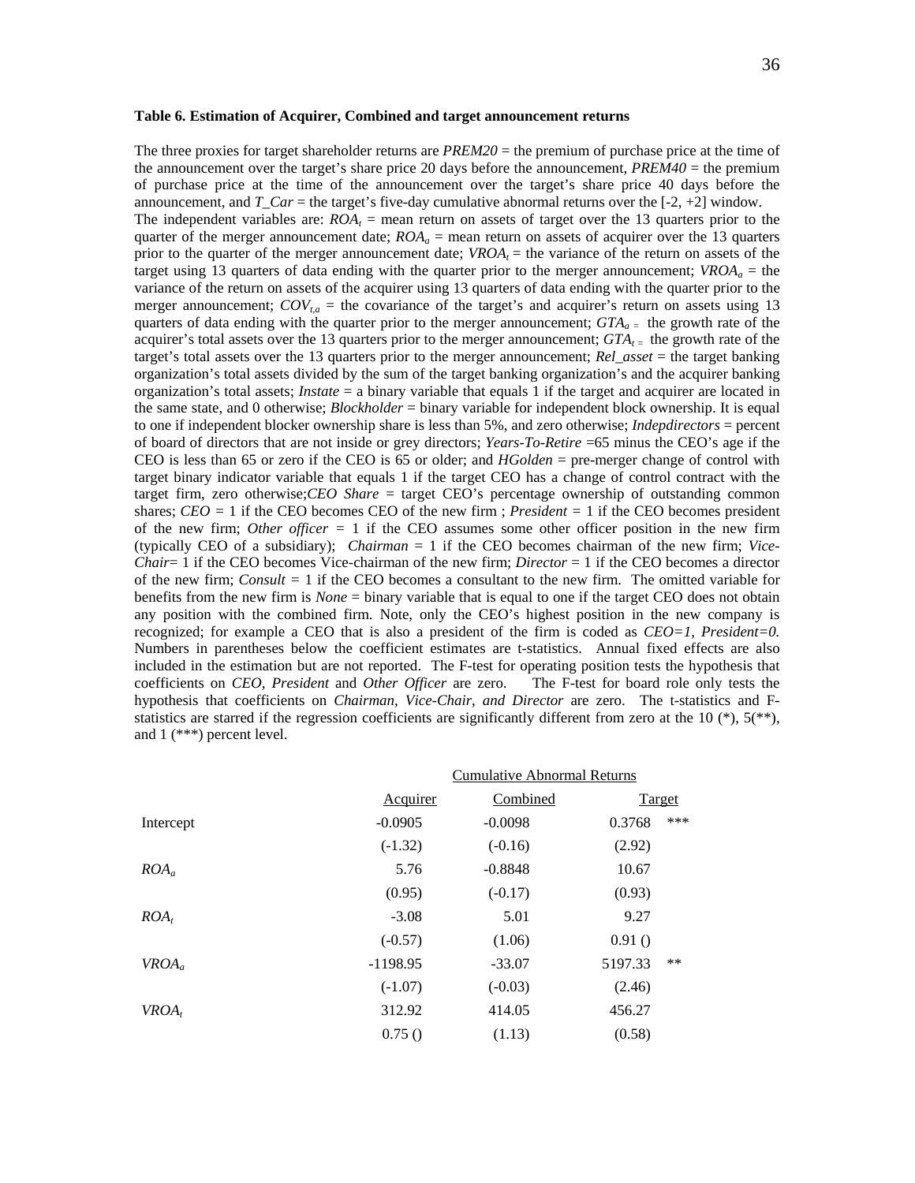**Table 6. Estimation of Acquirer, Combined and target announcement returns**

The three proxies for target shareholder returns are *PREM20* = the premium of purchase price at the time of the announcement over the target's share price 20 days before the announcement, *PREM40* = the premium of purchase price at the time of the announcement over the target's share price 40 days before the announcement, and *T_Car* = the target's five-day cumulative abnormal returns over the [-2, +2] window.
The independent variables are: $ROA_t$ = mean return on assets of target over the 13 quarters prior to the quarter of the merger announcement date; $ROA_a$ = mean return on assets of acquirer over the 13 quarters prior to the quarter of the merger announcement date; $VROA_t$ = the variance of the return on assets of the target using 13 quarters of data ending with the quarter prior to the merger announcement; $VROA_a$ = the variance of the return on assets of the acquirer using 13 quarters of data ending with the quarter prior to the merger announcement; $COV_{t,a}$ = the covariance of the target's and acquirer's return on assets using 13 quarters of data ending with the quarter prior to the merger announcement; $GTA_a$ = the growth rate of the acquirer's total assets over the 13 quarters prior to the merger announcement; $GTA_t$ = the growth rate of the target's total assets over the 13 quarters prior to the merger announcement; *Rel_asset* = the target banking organization's total assets divided by the sum of the target banking organization's and the acquirer banking organization's total assets; *Instate* = a binary variable that equals 1 if the target and acquirer are located in the same state, and 0 otherwise; *Blockholder* = binary variable for independent block ownership. It is equal to one if independent blocker ownership share is less than 5%, and zero otherwise; *Indepdirectors* = percent of board of directors that are not inside or grey directors; *Years-To-Retire* =65 minus the CEO's age if the CEO is less than 65 or zero if the CEO is 65 or older; and *HGolden* = pre-merger change of control with target binary indicator variable that equals 1 if the target CEO has a change of control contract with the target firm, zero otherwise;*CEO Share* = target CEO's percentage ownership of outstanding common shares; *CEO* = 1 if the CEO becomes CEO of the new firm ; *President* = 1 if the CEO becomes president of the new firm; *Other officer* = 1 if the CEO assumes some other officer position in the new firm (typically CEO of a subsidiary); *Chairman* = 1 if the CEO becomes chairman of the new firm; *Vice-Chair*= 1 if the CEO becomes Vice-chairman of the new firm; *Director* = 1 if the CEO becomes a director of the new firm; *Consult* = 1 if the CEO becomes a consultant to the new firm. The omitted variable for benefits from the new firm is *None* = binary variable that is equal to one if the target CEO does not obtain any position with the combined firm. Note, only the CEO's highest position in the new company is recognized; for example a CEO that is also a president of the firm is coded as *CEO=1, President=0.* Numbers in parentheses below the coefficient estimates are t-statistics. Annual fixed effects are also included in the estimation but are not reported. The F-test for operating position tests the hypothesis that coefficients on *CEO, President* and *Other Officer* are zero. The F-test for board role only tests the hypothesis that coefficients on *Chairman, Vice-Chair, and Director* are zero. The t-statistics and F-statistics are starred if the regression coefficients are significantly different from zero at the 10 (*), 5(**), and 1 (***) percent level.

| | Cumulative Abnormal Returns | | |
|---|---|---|---|
| | Acquirer | Combined | Target |
| Intercept | -0.0905 | -0.0098 | 0.3768 *** |
| | (-1.32) | (-0.16) | (2.92) |
| $ROA_a$ | 5.76 | -0.8848 | 10.67 |
| | (0.95) | (-0.17) | (0.93) |
| $ROA_t$ | -3.08 | 5.01 | 9.27 |
| | (-0.57) | (1.06) | 0.91 () |
| $VROA_a$ | -1198.95 | -33.07 | 5197.33 ** |
| | (-1.07) | (-0.03) | (2.46) |
| $VROA_t$ | 312.92 | 414.05 | 456.27 |
| | 0.75 () | (1.13) | (0.58) |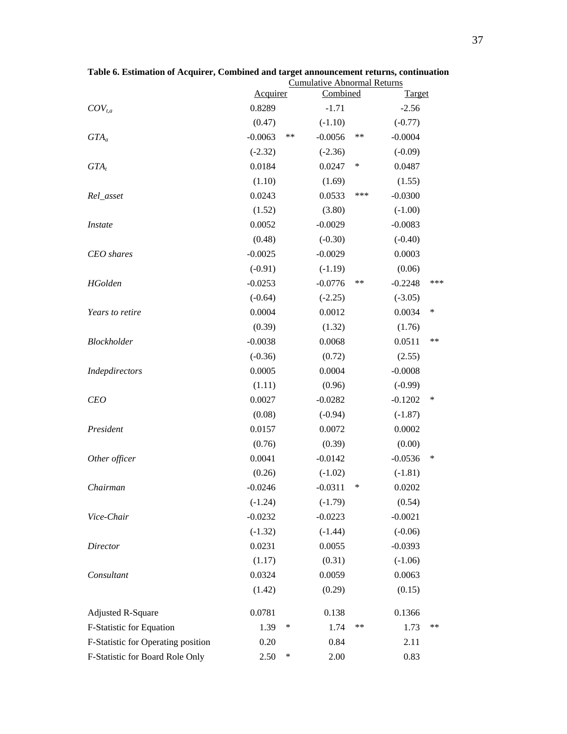**Table 6. Estimation of Acquirer, Combined and target announcement returns, continuation**

| | Cumulative Abnormal Returns | | | | | |
|---|---|---|---|---|---|---|
| | Acquirer | | Combined | | Target | |
| $COV_{t,a}$ | 0.8289 | | -1.71 | | -2.56 | |
| | (0.47) | | (-1.10) | | (-0.77) | |
| $GTA_a$ | -0.0063 | ** | -0.0056 | ** | -0.0004 | |
| | (-2.32) | | (-2.36) | | (-0.09) | |
| $GTA_t$ | 0.0184 | | 0.0247 | * | 0.0487 | |
| | (1.10) | | (1.69) | | (1.55) | |
| *Rel_asset* | 0.0243 | | 0.0533 | *** | -0.0300 | |
| | (1.52) | | (3.80) | | (-1.00) | |
| *Instate* | 0.0052 | | -0.0029 | | -0.0083 | |
| | (0.48) | | (-0.30) | | (-0.40) | |
| *CEO shares* | -0.0025 | | -0.0029 | | 0.0003 | |
| | (-0.91) | | (-1.19) | | (0.06) | |
| *HGolden* | -0.0253 | | -0.0776 | ** | -0.2248 | *** |
| | (-0.64) | | (-2.25) | | (-3.05) | |
| *Years to retire* | 0.0004 | | 0.0012 | | 0.0034 | * |
| | (0.39) | | (1.32) | | (1.76) | |
| *Blockholder* | -0.0038 | | 0.0068 | | 0.0511 | ** |
| | (-0.36) | | (0.72) | | (2.55) | |
| *Indepdirectors* | 0.0005 | | 0.0004 | | -0.0008 | |
| | (1.11) | | (0.96) | | (-0.99) | |
| *CEO* | 0.0027 | | -0.0282 | | -0.1202 | * |
| | (0.08) | | (-0.94) | | (-1.87) | |
| *President* | 0.0157 | | 0.0072 | | 0.0002 | |
| | (0.76) | | (0.39) | | (0.00) | |
| *Other officer* | 0.0041 | | -0.0142 | | -0.0536 | * |
| | (0.26) | | (-1.02) | | (-1.81) | |
| *Chairman* | -0.0246 | | -0.0311 | * | 0.0202 | |
| | (-1.24) | | (-1.79) | | (0.54) | |
| *Vice-Chair* | -0.0232 | | -0.0223 | | -0.0021 | |
| | (-1.32) | | (-1.44) | | (-0.06) | |
| *Director* | 0.0231 | | 0.0055 | | -0.0393 | |
| | (1.17) | | (0.31) | | (-1.06) | |
| *Consultant* | 0.0324 | | 0.0059 | | 0.0063 | |
| | (1.42) | | (0.29) | | (0.15) | |
| Adjusted R-Square | 0.0781 | | 0.138 | | 0.1366 | |
| F-Statistic for Equation | 1.39 | * | 1.74 | ** | 1.73 | ** |
| F-Statistic for Operating position | 0.20 | | 0.84 | | 2.11 | |
| F-Statistic for Board Role Only | 2.50 | * | 2.00 | | 0.83 | |